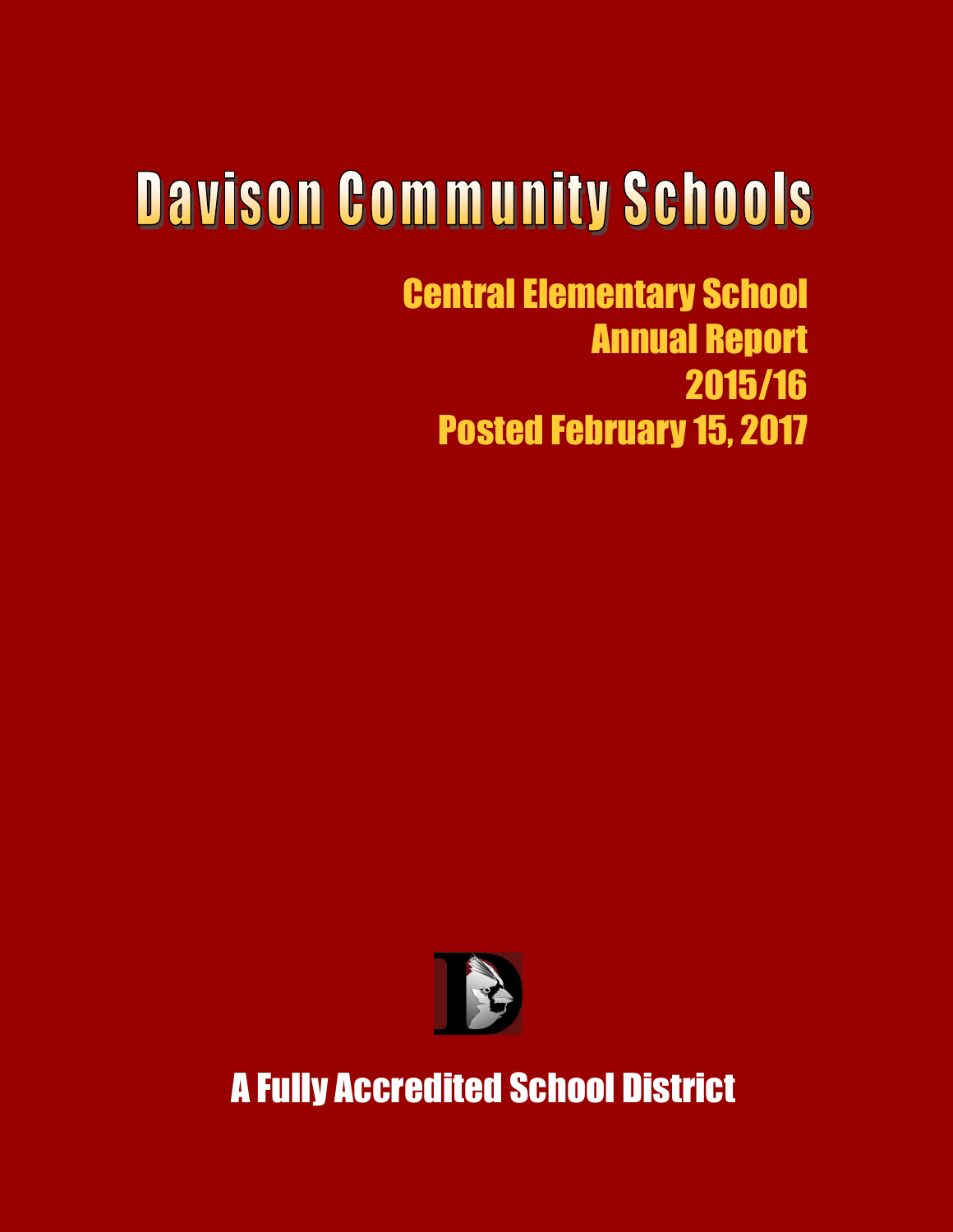# Davison Community Schools

## Central Elementary School
## Annual Report
## 2015/16
## Posted February 15, 2017

**A Fully Accredited School District**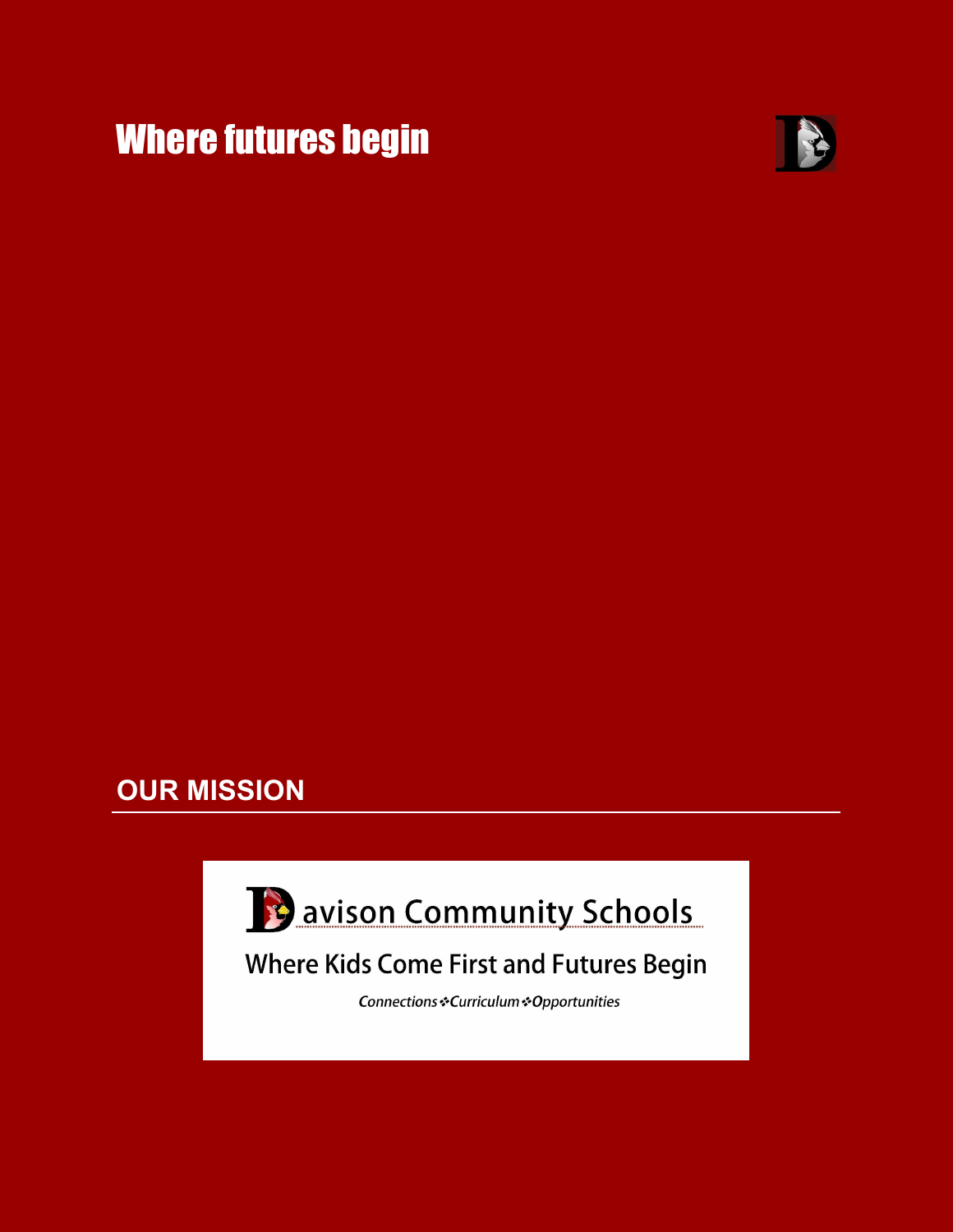# Where futures begin

## OUR MISSION

Davison Community Schools

Where Kids Come First and Futures Begin

*Connections ❖ Curriculum ❖ Opportunities*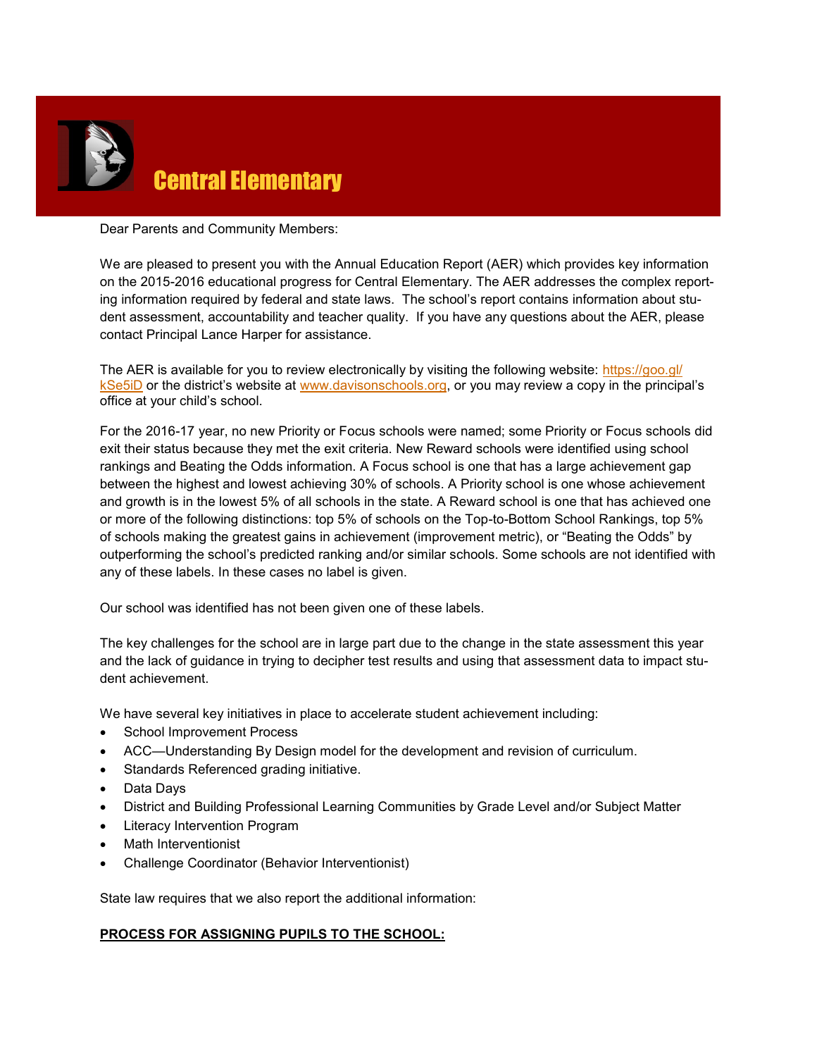# Central Elementary

Dear Parents and Community Members:

We are pleased to present you with the Annual Education Report (AER) which provides key information on the 2015-2016 educational progress for Central Elementary. The AER addresses the complex reporting information required by federal and state laws. The school's report contains information about student assessment, accountability and teacher quality. If you have any questions about the AER, please contact Principal Lance Harper for assistance.

The AER is available for you to review electronically by visiting the following website: https://goo.gl/kSe5iD or the district's website at www.davisonschools.org, or you may review a copy in the principal's office at your child's school.

For the 2016-17 year, no new Priority or Focus schools were named; some Priority or Focus schools did exit their status because they met the exit criteria. New Reward schools were identified using school rankings and Beating the Odds information. A Focus school is one that has a large achievement gap between the highest and lowest achieving 30% of schools. A Priority school is one whose achievement and growth is in the lowest 5% of all schools in the state. A Reward school is one that has achieved one or more of the following distinctions: top 5% of schools on the Top-to-Bottom School Rankings, top 5% of schools making the greatest gains in achievement (improvement metric), or "Beating the Odds" by outperforming the school's predicted ranking and/or similar schools. Some schools are not identified with any of these labels. In these cases no label is given.

Our school was identified has not been given one of these labels.

The key challenges for the school are in large part due to the change in the state assessment this year and the lack of guidance in trying to decipher test results and using that assessment data to impact student achievement.

We have several key initiatives in place to accelerate student achievement including:

- School Improvement Process
- ACC—Understanding By Design model for the development and revision of curriculum.
- Standards Referenced grading initiative.
- Data Days
- District and Building Professional Learning Communities by Grade Level and/or Subject Matter
- Literacy Intervention Program
- Math Interventionist
- Challenge Coordinator (Behavior Interventionist)

State law requires that we also report the additional information:

**PROCESS FOR ASSIGNING PUPILS TO THE SCHOOL:**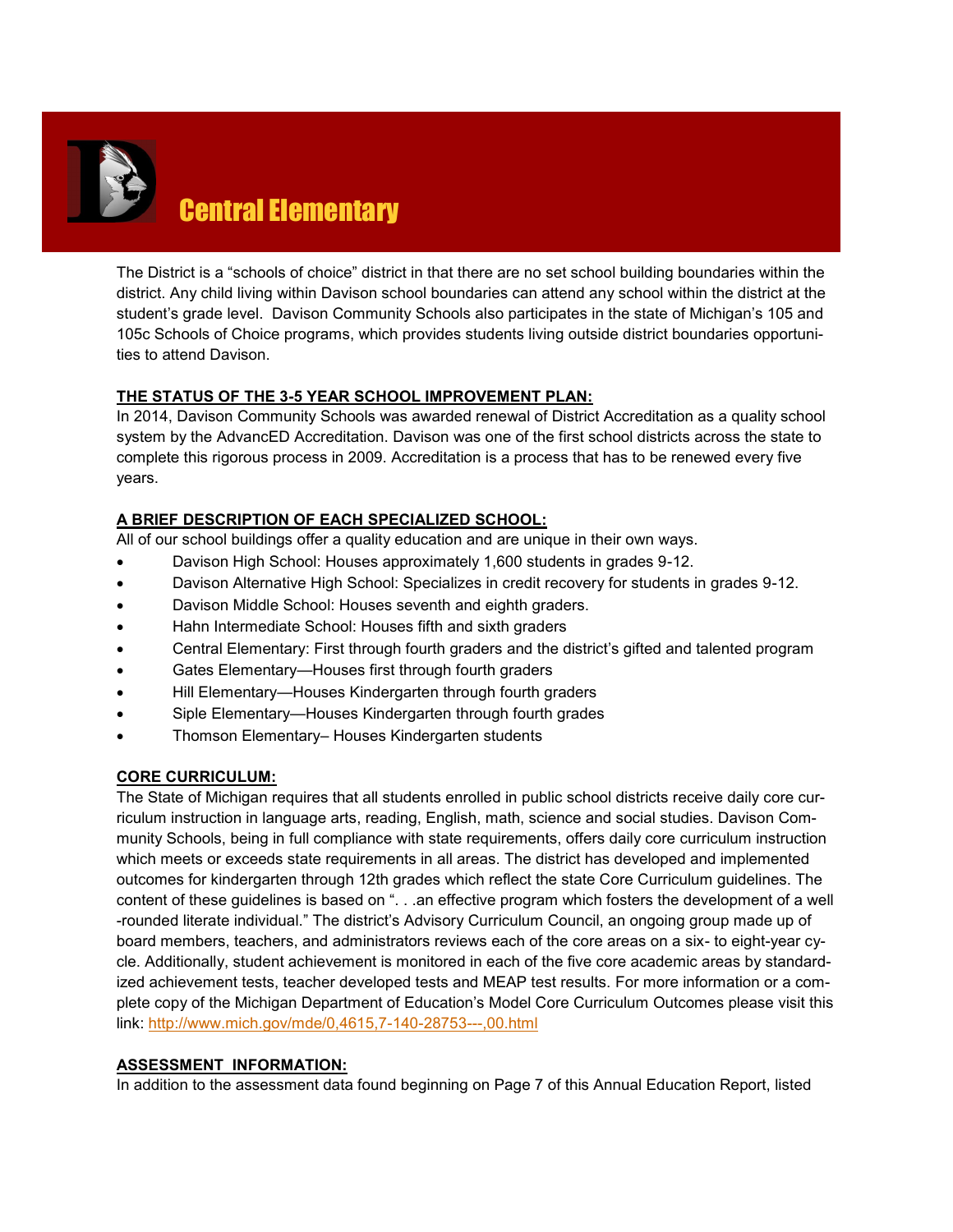# Central Elementary

The District is a "schools of choice" district in that there are no set school building boundaries within the district. Any child living within Davison school boundaries can attend any school within the district at the student's grade level. Davison Community Schools also participates in the state of Michigan's 105 and 105c Schools of Choice programs, which provides students living outside district boundaries opportunities to attend Davison.

**THE STATUS OF THE 3-5 YEAR SCHOOL IMPROVEMENT PLAN:**

In 2014, Davison Community Schools was awarded renewal of District Accreditation as a quality school system by the AdvancED Accreditation. Davison was one of the first school districts across the state to complete this rigorous process in 2009. Accreditation is a process that has to be renewed every five years.

**A BRIEF DESCRIPTION OF EACH SPECIALIZED SCHOOL:**

All of our school buildings offer a quality education and are unique in their own ways.

- Davison High School: Houses approximately 1,600 students in grades 9-12.
- Davison Alternative High School: Specializes in credit recovery for students in grades 9-12.
- Davison Middle School: Houses seventh and eighth graders.
- Hahn Intermediate School: Houses fifth and sixth graders
- Central Elementary: First through fourth graders and the district's gifted and talented program
- Gates Elementary—Houses first through fourth graders
- Hill Elementary—Houses Kindergarten through fourth graders
- Siple Elementary—Houses Kindergarten through fourth grades
- Thomson Elementary– Houses Kindergarten students

**CORE CURRICULUM:**

The State of Michigan requires that all students enrolled in public school districts receive daily core curriculum instruction in language arts, reading, English, math, science and social studies. Davison Community Schools, being in full compliance with state requirements, offers daily core curriculum instruction which meets or exceeds state requirements in all areas. The district has developed and implemented outcomes for kindergarten through 12th grades which reflect the state Core Curriculum guidelines. The content of these guidelines is based on ". . .an effective program which fosters the development of a well-rounded literate individual." The district's Advisory Curriculum Council, an ongoing group made up of board members, teachers, and administrators reviews each of the core areas on a six- to eight-year cycle. Additionally, student achievement is monitored in each of the five core academic areas by standardized achievement tests, teacher developed tests and MEAP test results. For more information or a complete copy of the Michigan Department of Education's Model Core Curriculum Outcomes please visit this link: http://www.mich.gov/mde/0,4615,7-140-28753---,00.html

**ASSESSMENT INFORMATION:**

In addition to the assessment data found beginning on Page 7 of this Annual Education Report, listed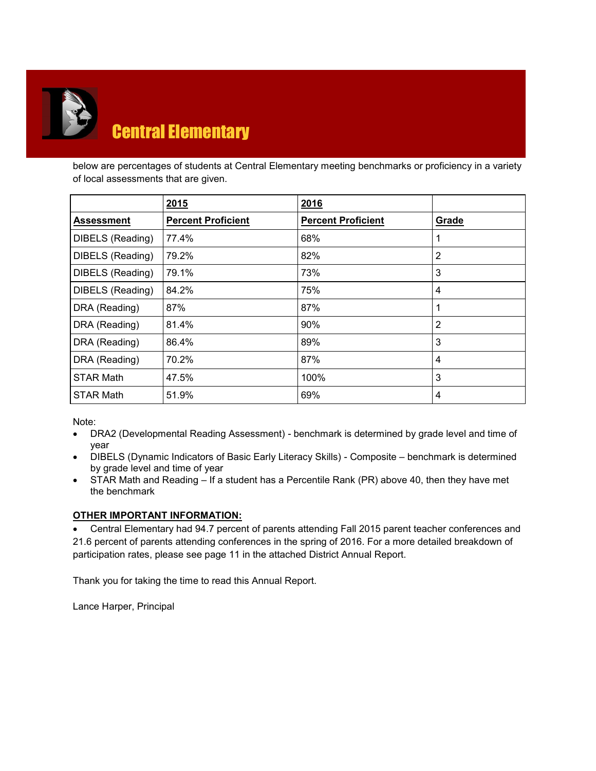# Central Elementary

below are percentages of students at Central Elementary meeting benchmarks or proficiency in a variety of local assessments that are given.

| | **2015** | **2016** | |
|---|---|---|---|
| **Assessment** | **Percent Proficient** | **Percent Proficient** | **Grade** |
| DIBELS (Reading) | 77.4% | 68% | 1 |
| DIBELS (Reading) | 79.2% | 82% | 2 |
| DIBELS (Reading) | 79.1% | 73% | 3 |
| DIBELS (Reading) | 84.2% | 75% | 4 |
| DRA (Reading) | 87% | 87% | 1 |
| DRA (Reading) | 81.4% | 90% | 2 |
| DRA (Reading) | 86.4% | 89% | 3 |
| DRA (Reading) | 70.2% | 87% | 4 |
| STAR Math | 47.5% | 100% | 3 |
| STAR Math | 51.9% | 69% | 4 |

Note:

- DRA2 (Developmental Reading Assessment) - benchmark is determined by grade level and time of year
- DIBELS (Dynamic Indicators of Basic Early Literacy Skills) - Composite – benchmark is determined by grade level and time of year
- STAR Math and Reading – If a student has a Percentile Rank (PR) above 40, then they have met the benchmark

**OTHER IMPORTANT INFORMATION:**

- Central Elementary had 94.7 percent of parents attending Fall 2015 parent teacher conferences and 21.6 percent of parents attending conferences in the spring of 2016. For a more detailed breakdown of participation rates, please see page 11 in the attached District Annual Report.

Thank you for taking the time to read this Annual Report.

Lance Harper, Principal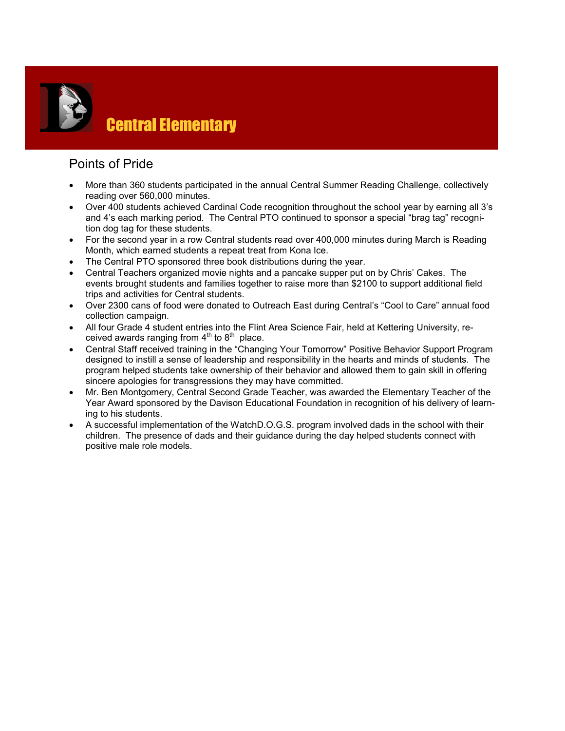# Central Elementary

## Points of Pride

- More than 360 students participated in the annual Central Summer Reading Challenge, collectively reading over 560,000 minutes.
- Over 400 students achieved Cardinal Code recognition throughout the school year by earning all 3's and 4's each marking period. The Central PTO continued to sponsor a special "brag tag" recognition dog tag for these students.
- For the second year in a row Central students read over 400,000 minutes during March is Reading Month, which earned students a repeat treat from Kona Ice.
- The Central PTO sponsored three book distributions during the year.
- Central Teachers organized movie nights and a pancake supper put on by Chris' Cakes. The events brought students and families together to raise more than $2100 to support additional field trips and activities for Central students.
- Over 2300 cans of food were donated to Outreach East during Central's "Cool to Care" annual food collection campaign.
- All four Grade 4 student entries into the Flint Area Science Fair, held at Kettering University, received awards ranging from 4th to 8th place.
- Central Staff received training in the "Changing Your Tomorrow" Positive Behavior Support Program designed to instill a sense of leadership and responsibility in the hearts and minds of students. The program helped students take ownership of their behavior and allowed them to gain skill in offering sincere apologies for transgressions they may have committed.
- Mr. Ben Montgomery, Central Second Grade Teacher, was awarded the Elementary Teacher of the Year Award sponsored by the Davison Educational Foundation in recognition of his delivery of learning to his students.
- A successful implementation of the WatchD.O.G.S. program involved dads in the school with their children. The presence of dads and their guidance during the day helped students connect with positive male role models.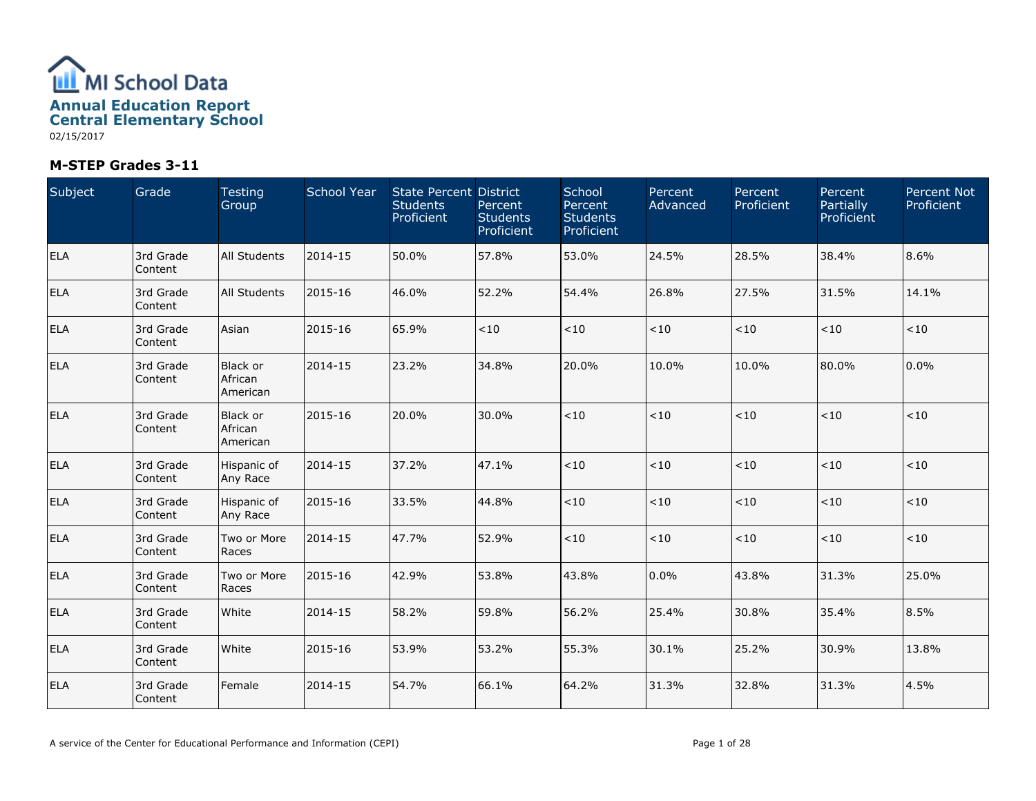# MI School Data

## Annual Education Report
## Central Elementary School

02/15/2017

### M-STEP Grades 3-11

| Subject | Grade | Testing Group | School Year | State Percent Students Proficient | District Percent Students Proficient | School Percent Students Proficient | Percent Advanced | Percent Proficient | Percent Partially Proficient | Percent Not Proficient |
|---|---|---|---|---|---|---|---|---|---|---|
| ELA | 3rd Grade Content | All Students | 2014-15 | 50.0% | 57.8% | 53.0% | 24.5% | 28.5% | 38.4% | 8.6% |
| ELA | 3rd Grade Content | All Students | 2015-16 | 46.0% | 52.2% | 54.4% | 26.8% | 27.5% | 31.5% | 14.1% |
| ELA | 3rd Grade Content | Asian | 2015-16 | 65.9% | <10 | <10 | <10 | <10 | <10 | <10 |
| ELA | 3rd Grade Content | Black or African American | 2014-15 | 23.2% | 34.8% | 20.0% | 10.0% | 10.0% | 80.0% | 0.0% |
| ELA | 3rd Grade Content | Black or African American | 2015-16 | 20.0% | 30.0% | <10 | <10 | <10 | <10 | <10 |
| ELA | 3rd Grade Content | Hispanic of Any Race | 2014-15 | 37.2% | 47.1% | <10 | <10 | <10 | <10 | <10 |
| ELA | 3rd Grade Content | Hispanic of Any Race | 2015-16 | 33.5% | 44.8% | <10 | <10 | <10 | <10 | <10 |
| ELA | 3rd Grade Content | Two or More Races | 2014-15 | 47.7% | 52.9% | <10 | <10 | <10 | <10 | <10 |
| ELA | 3rd Grade Content | Two or More Races | 2015-16 | 42.9% | 53.8% | 43.8% | 0.0% | 43.8% | 31.3% | 25.0% |
| ELA | 3rd Grade Content | White | 2014-15 | 58.2% | 59.8% | 56.2% | 25.4% | 30.8% | 35.4% | 8.5% |
| ELA | 3rd Grade Content | White | 2015-16 | 53.9% | 53.2% | 55.3% | 30.1% | 25.2% | 30.9% | 13.8% |
| ELA | 3rd Grade Content | Female | 2014-15 | 54.7% | 66.1% | 64.2% | 31.3% | 32.8% | 31.3% | 4.5% |

A service of the Center for Educational Performance and Information (CEPI)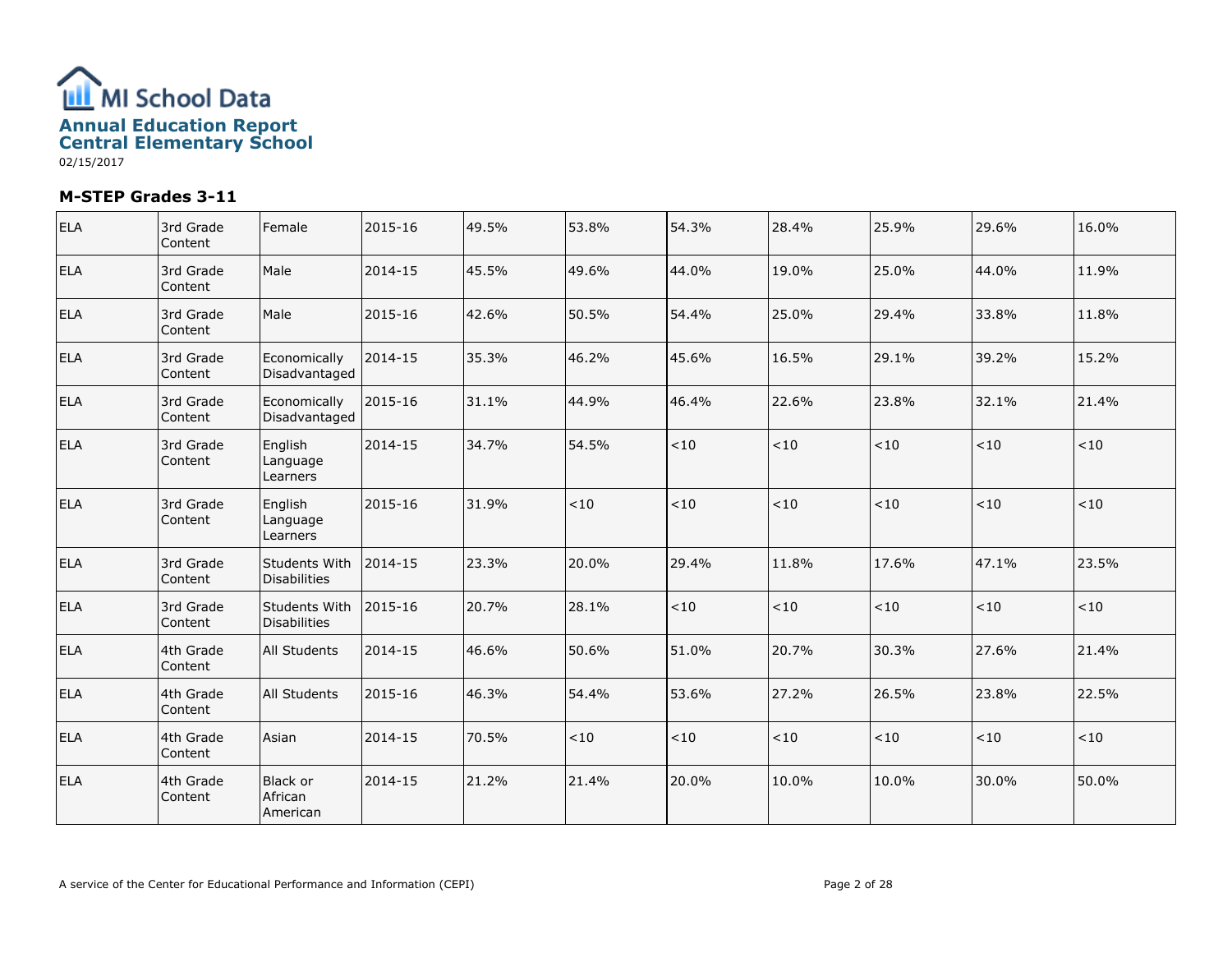# MI School Data

## Annual Education Report
## Central Elementary School

02/15/2017

### M-STEP Grades 3-11

| | | | | | | | | | | |
|---|---|---|---|---|---|---|---|---|---|---|
| ELA | 3rd Grade Content | Female | 2015-16 | 49.5% | 53.8% | 54.3% | 28.4% | 25.9% | 29.6% | 16.0% |
| ELA | 3rd Grade Content | Male | 2014-15 | 45.5% | 49.6% | 44.0% | 19.0% | 25.0% | 44.0% | 11.9% |
| ELA | 3rd Grade Content | Male | 2015-16 | 42.6% | 50.5% | 54.4% | 25.0% | 29.4% | 33.8% | 11.8% |
| ELA | 3rd Grade Content | Economically Disadvantaged | 2014-15 | 35.3% | 46.2% | 45.6% | 16.5% | 29.1% | 39.2% | 15.2% |
| ELA | 3rd Grade Content | Economically Disadvantaged | 2015-16 | 31.1% | 44.9% | 46.4% | 22.6% | 23.8% | 32.1% | 21.4% |
| ELA | 3rd Grade Content | English Language Learners | 2014-15 | 34.7% | 54.5% | <10 | <10 | <10 | <10 | <10 |
| ELA | 3rd Grade Content | English Language Learners | 2015-16 | 31.9% | <10 | <10 | <10 | <10 | <10 | <10 |
| ELA | 3rd Grade Content | Students With Disabilities | 2014-15 | 23.3% | 20.0% | 29.4% | 11.8% | 17.6% | 47.1% | 23.5% |
| ELA | 3rd Grade Content | Students With Disabilities | 2015-16 | 20.7% | 28.1% | <10 | <10 | <10 | <10 | <10 |
| ELA | 4th Grade Content | All Students | 2014-15 | 46.6% | 50.6% | 51.0% | 20.7% | 30.3% | 27.6% | 21.4% |
| ELA | 4th Grade Content | All Students | 2015-16 | 46.3% | 54.4% | 53.6% | 27.2% | 26.5% | 23.8% | 22.5% |
| ELA | 4th Grade Content | Asian | 2014-15 | 70.5% | <10 | <10 | <10 | <10 | <10 | <10 |
| ELA | 4th Grade Content | Black or African American | 2014-15 | 21.2% | 21.4% | 20.0% | 10.0% | 10.0% | 30.0% | 50.0% |

A service of the Center for Educational Performance and Information (CEPI)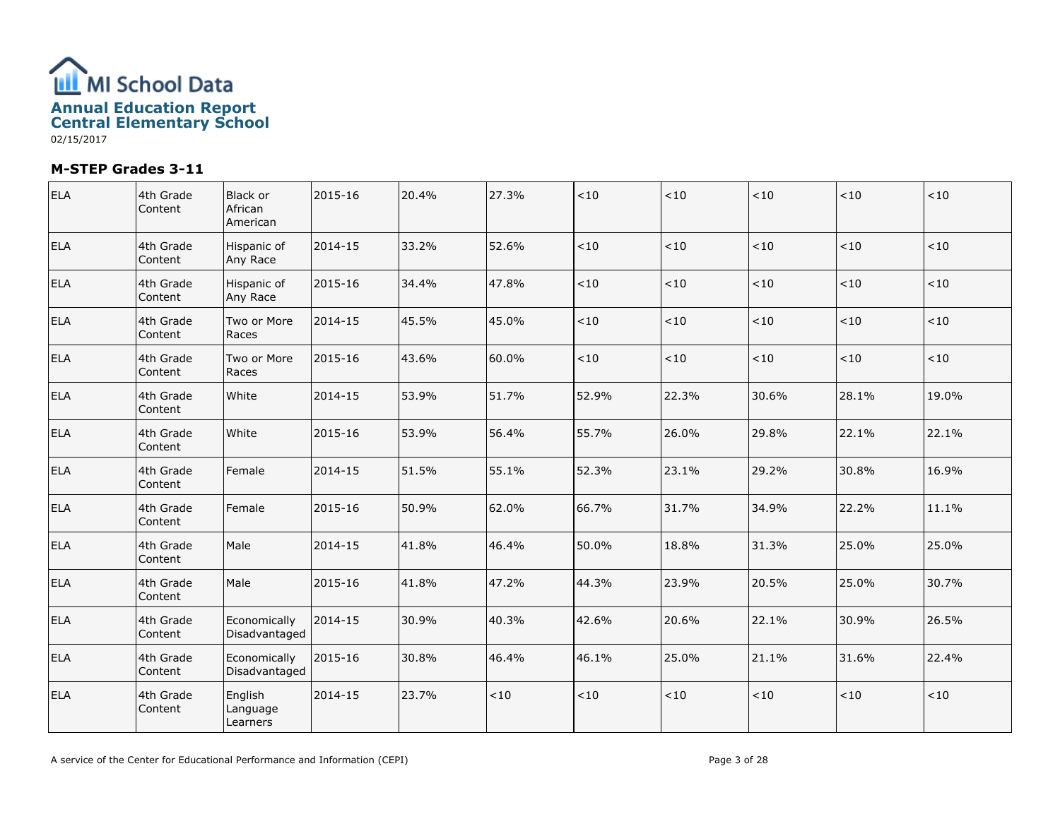# MI School Data

## Annual Education Report
## Central Elementary School

02/15/2017

### M-STEP Grades 3-11

| | | | | | | | | | | |
|---|---|---|---|---|---|---|---|---|---|---|
| ELA | 4th Grade Content | Black or African American | 2015-16 | 20.4% | 27.3% | <10 | <10 | <10 | <10 | <10 |
| ELA | 4th Grade Content | Hispanic of Any Race | 2014-15 | 33.2% | 52.6% | <10 | <10 | <10 | <10 | <10 |
| ELA | 4th Grade Content | Hispanic of Any Race | 2015-16 | 34.4% | 47.8% | <10 | <10 | <10 | <10 | <10 |
| ELA | 4th Grade Content | Two or More Races | 2014-15 | 45.5% | 45.0% | <10 | <10 | <10 | <10 | <10 |
| ELA | 4th Grade Content | Two or More Races | 2015-16 | 43.6% | 60.0% | <10 | <10 | <10 | <10 | <10 |
| ELA | 4th Grade Content | White | 2014-15 | 53.9% | 51.7% | 52.9% | 22.3% | 30.6% | 28.1% | 19.0% |
| ELA | 4th Grade Content | White | 2015-16 | 53.9% | 56.4% | 55.7% | 26.0% | 29.8% | 22.1% | 22.1% |
| ELA | 4th Grade Content | Female | 2014-15 | 51.5% | 55.1% | 52.3% | 23.1% | 29.2% | 30.8% | 16.9% |
| ELA | 4th Grade Content | Female | 2015-16 | 50.9% | 62.0% | 66.7% | 31.7% | 34.9% | 22.2% | 11.1% |
| ELA | 4th Grade Content | Male | 2014-15 | 41.8% | 46.4% | 50.0% | 18.8% | 31.3% | 25.0% | 25.0% |
| ELA | 4th Grade Content | Male | 2015-16 | 41.8% | 47.2% | 44.3% | 23.9% | 20.5% | 25.0% | 30.7% |
| ELA | 4th Grade Content | Economically Disadvantaged | 2014-15 | 30.9% | 40.3% | 42.6% | 20.6% | 22.1% | 30.9% | 26.5% |
| ELA | 4th Grade Content | Economically Disadvantaged | 2015-16 | 30.8% | 46.4% | 46.1% | 25.0% | 21.1% | 31.6% | 22.4% |
| ELA | 4th Grade Content | English Language Learners | 2014-15 | 23.7% | <10 | <10 | <10 | <10 | <10 | <10 |

A service of the Center for Educational Performance and Information (CEPI)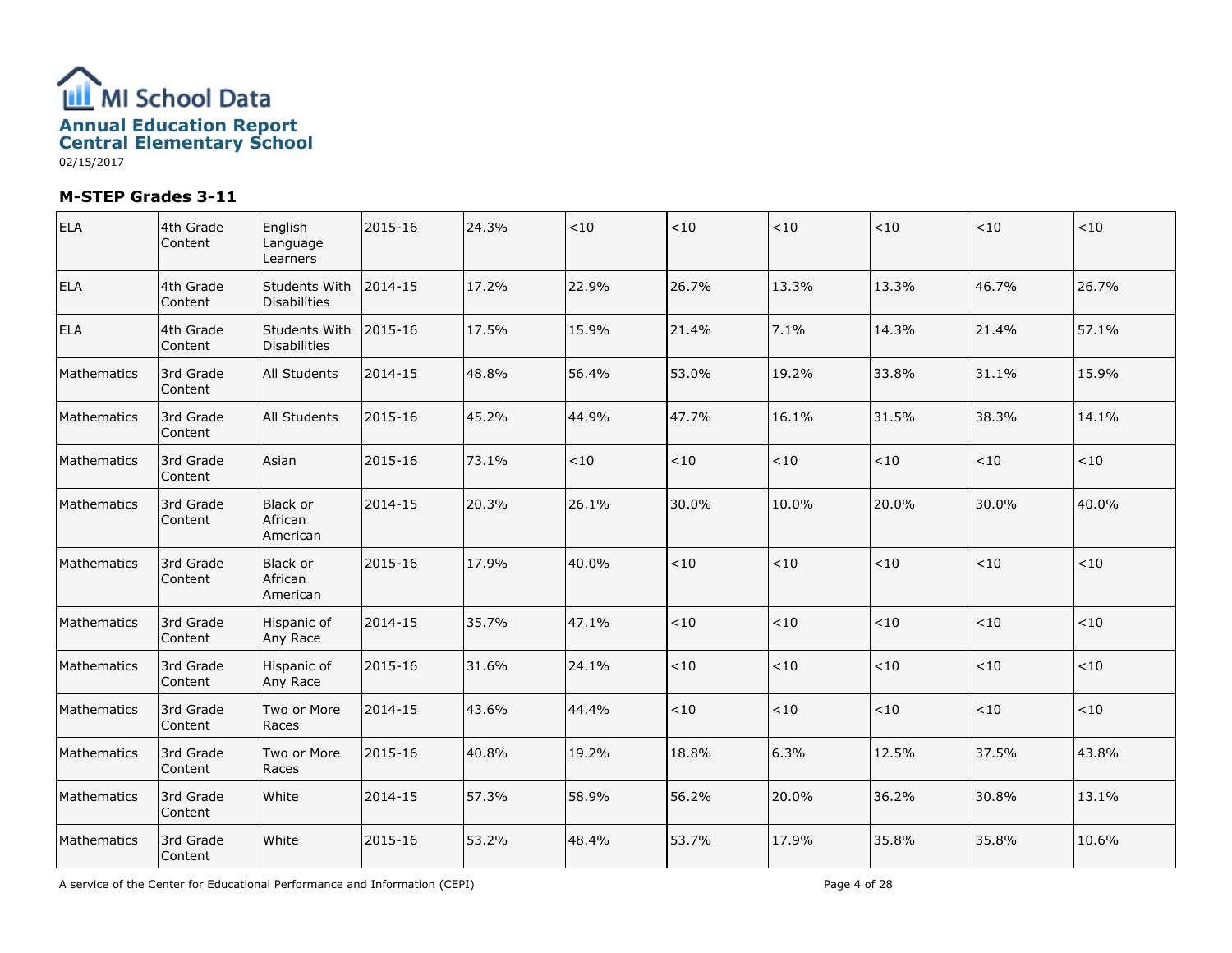# MI School Data

## Annual Education Report
## Central Elementary School

02/15/2017

### M-STEP Grades 3-11

| | | | | | | | | | | |
|---|---|---|---|---|---|---|---|---|---|---|
| ELA | 4th Grade Content | English Language Learners | 2015-16 | 24.3% | <10 | <10 | <10 | <10 | <10 | <10 |
| ELA | 4th Grade Content | Students With Disabilities | 2014-15 | 17.2% | 22.9% | 26.7% | 13.3% | 13.3% | 46.7% | 26.7% |
| ELA | 4th Grade Content | Students With Disabilities | 2015-16 | 17.5% | 15.9% | 21.4% | 7.1% | 14.3% | 21.4% | 57.1% |
| Mathematics | 3rd Grade Content | All Students | 2014-15 | 48.8% | 56.4% | 53.0% | 19.2% | 33.8% | 31.1% | 15.9% |
| Mathematics | 3rd Grade Content | All Students | 2015-16 | 45.2% | 44.9% | 47.7% | 16.1% | 31.5% | 38.3% | 14.1% |
| Mathematics | 3rd Grade Content | Asian | 2015-16 | 73.1% | <10 | <10 | <10 | <10 | <10 | <10 |
| Mathematics | 3rd Grade Content | Black or African American | 2014-15 | 20.3% | 26.1% | 30.0% | 10.0% | 20.0% | 30.0% | 40.0% |
| Mathematics | 3rd Grade Content | Black or African American | 2015-16 | 17.9% | 40.0% | <10 | <10 | <10 | <10 | <10 |
| Mathematics | 3rd Grade Content | Hispanic of Any Race | 2014-15 | 35.7% | 47.1% | <10 | <10 | <10 | <10 | <10 |
| Mathematics | 3rd Grade Content | Hispanic of Any Race | 2015-16 | 31.6% | 24.1% | <10 | <10 | <10 | <10 | <10 |
| Mathematics | 3rd Grade Content | Two or More Races | 2014-15 | 43.6% | 44.4% | <10 | <10 | <10 | <10 | <10 |
| Mathematics | 3rd Grade Content | Two or More Races | 2015-16 | 40.8% | 19.2% | 18.8% | 6.3% | 12.5% | 37.5% | 43.8% |
| Mathematics | 3rd Grade Content | White | 2014-15 | 57.3% | 58.9% | 56.2% | 20.0% | 36.2% | 30.8% | 13.1% |
| Mathematics | 3rd Grade Content | White | 2015-16 | 53.2% | 48.4% | 53.7% | 17.9% | 35.8% | 35.8% | 10.6% |

A service of the Center for Educational Performance and Information (CEPI)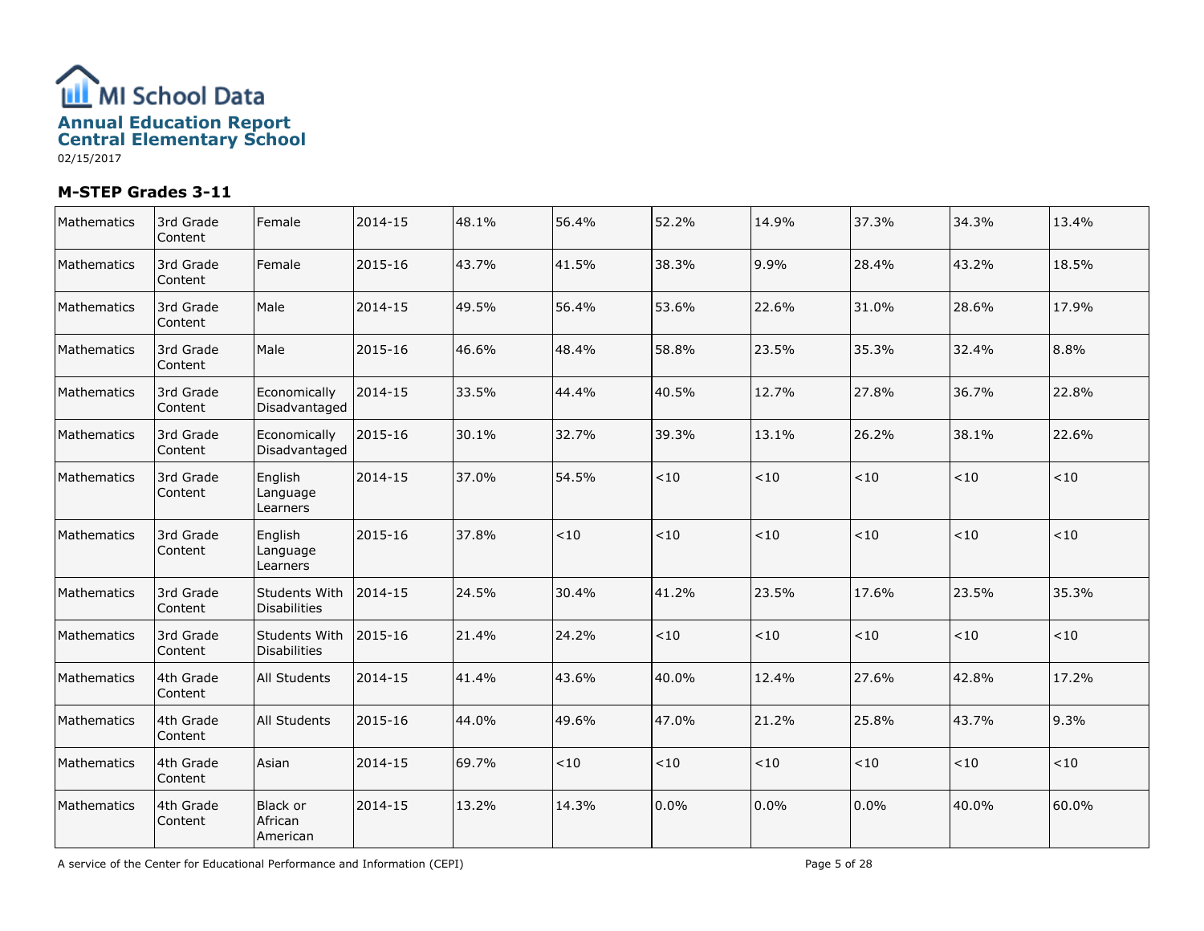# MI School Data

## Annual Education Report
## Central Elementary School

02/15/2017

### M-STEP Grades 3-11

| | | | | | | | | | | |
|---|---|---|---|---|---|---|---|---|---|---|
| Mathematics | 3rd Grade Content | Female | 2014-15 | 48.1% | 56.4% | 52.2% | 14.9% | 37.3% | 34.3% | 13.4% |
| Mathematics | 3rd Grade Content | Female | 2015-16 | 43.7% | 41.5% | 38.3% | 9.9% | 28.4% | 43.2% | 18.5% |
| Mathematics | 3rd Grade Content | Male | 2014-15 | 49.5% | 56.4% | 53.6% | 22.6% | 31.0% | 28.6% | 17.9% |
| Mathematics | 3rd Grade Content | Male | 2015-16 | 46.6% | 48.4% | 58.8% | 23.5% | 35.3% | 32.4% | 8.8% |
| Mathematics | 3rd Grade Content | Economically Disadvantaged | 2014-15 | 33.5% | 44.4% | 40.5% | 12.7% | 27.8% | 36.7% | 22.8% |
| Mathematics | 3rd Grade Content | Economically Disadvantaged | 2015-16 | 30.1% | 32.7% | 39.3% | 13.1% | 26.2% | 38.1% | 22.6% |
| Mathematics | 3rd Grade Content | English Language Learners | 2014-15 | 37.0% | 54.5% | <10 | <10 | <10 | <10 | <10 |
| Mathematics | 3rd Grade Content | English Language Learners | 2015-16 | 37.8% | <10 | <10 | <10 | <10 | <10 | <10 |
| Mathematics | 3rd Grade Content | Students With Disabilities | 2014-15 | 24.5% | 30.4% | 41.2% | 23.5% | 17.6% | 23.5% | 35.3% |
| Mathematics | 3rd Grade Content | Students With Disabilities | 2015-16 | 21.4% | 24.2% | <10 | <10 | <10 | <10 | <10 |
| Mathematics | 4th Grade Content | All Students | 2014-15 | 41.4% | 43.6% | 40.0% | 12.4% | 27.6% | 42.8% | 17.2% |
| Mathematics | 4th Grade Content | All Students | 2015-16 | 44.0% | 49.6% | 47.0% | 21.2% | 25.8% | 43.7% | 9.3% |
| Mathematics | 4th Grade Content | Asian | 2014-15 | 69.7% | <10 | <10 | <10 | <10 | <10 | <10 |
| Mathematics | 4th Grade Content | Black or African American | 2014-15 | 13.2% | 14.3% | 0.0% | 0.0% | 0.0% | 40.0% | 60.0% |

A service of the Center for Educational Performance and Information (CEPI)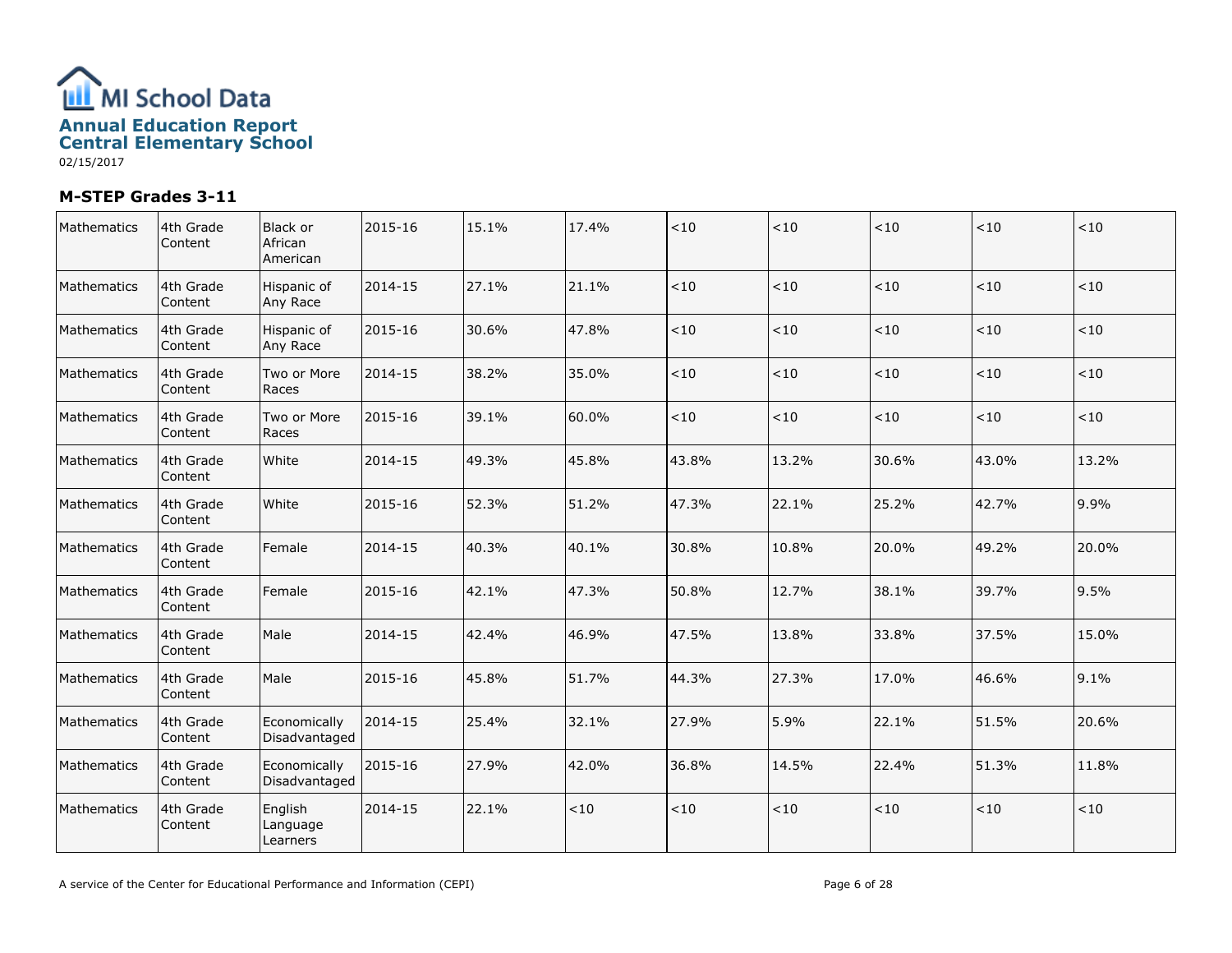# MI School Data

## Annual Education Report
## Central Elementary School

02/15/2017

### M-STEP Grades 3-11

| | | | | | | | | | | |
|---|---|---|---|---|---|---|---|---|---|---|
| Mathematics | 4th Grade Content | Black or African American | 2015-16 | 15.1% | 17.4% | <10 | <10 | <10 | <10 | <10 |
| Mathematics | 4th Grade Content | Hispanic of Any Race | 2014-15 | 27.1% | 21.1% | <10 | <10 | <10 | <10 | <10 |
| Mathematics | 4th Grade Content | Hispanic of Any Race | 2015-16 | 30.6% | 47.8% | <10 | <10 | <10 | <10 | <10 |
| Mathematics | 4th Grade Content | Two or More Races | 2014-15 | 38.2% | 35.0% | <10 | <10 | <10 | <10 | <10 |
| Mathematics | 4th Grade Content | Two or More Races | 2015-16 | 39.1% | 60.0% | <10 | <10 | <10 | <10 | <10 |
| Mathematics | 4th Grade Content | White | 2014-15 | 49.3% | 45.8% | 43.8% | 13.2% | 30.6% | 43.0% | 13.2% |
| Mathematics | 4th Grade Content | White | 2015-16 | 52.3% | 51.2% | 47.3% | 22.1% | 25.2% | 42.7% | 9.9% |
| Mathematics | 4th Grade Content | Female | 2014-15 | 40.3% | 40.1% | 30.8% | 10.8% | 20.0% | 49.2% | 20.0% |
| Mathematics | 4th Grade Content | Female | 2015-16 | 42.1% | 47.3% | 50.8% | 12.7% | 38.1% | 39.7% | 9.5% |
| Mathematics | 4th Grade Content | Male | 2014-15 | 42.4% | 46.9% | 47.5% | 13.8% | 33.8% | 37.5% | 15.0% |
| Mathematics | 4th Grade Content | Male | 2015-16 | 45.8% | 51.7% | 44.3% | 27.3% | 17.0% | 46.6% | 9.1% |
| Mathematics | 4th Grade Content | Economically Disadvantaged | 2014-15 | 25.4% | 32.1% | 27.9% | 5.9% | 22.1% | 51.5% | 20.6% |
| Mathematics | 4th Grade Content | Economically Disadvantaged | 2015-16 | 27.9% | 42.0% | 36.8% | 14.5% | 22.4% | 51.3% | 11.8% |
| Mathematics | 4th Grade Content | English Language Learners | 2014-15 | 22.1% | <10 | <10 | <10 | <10 | <10 | <10 |

A service of the Center for Educational Performance and Information (CEPI)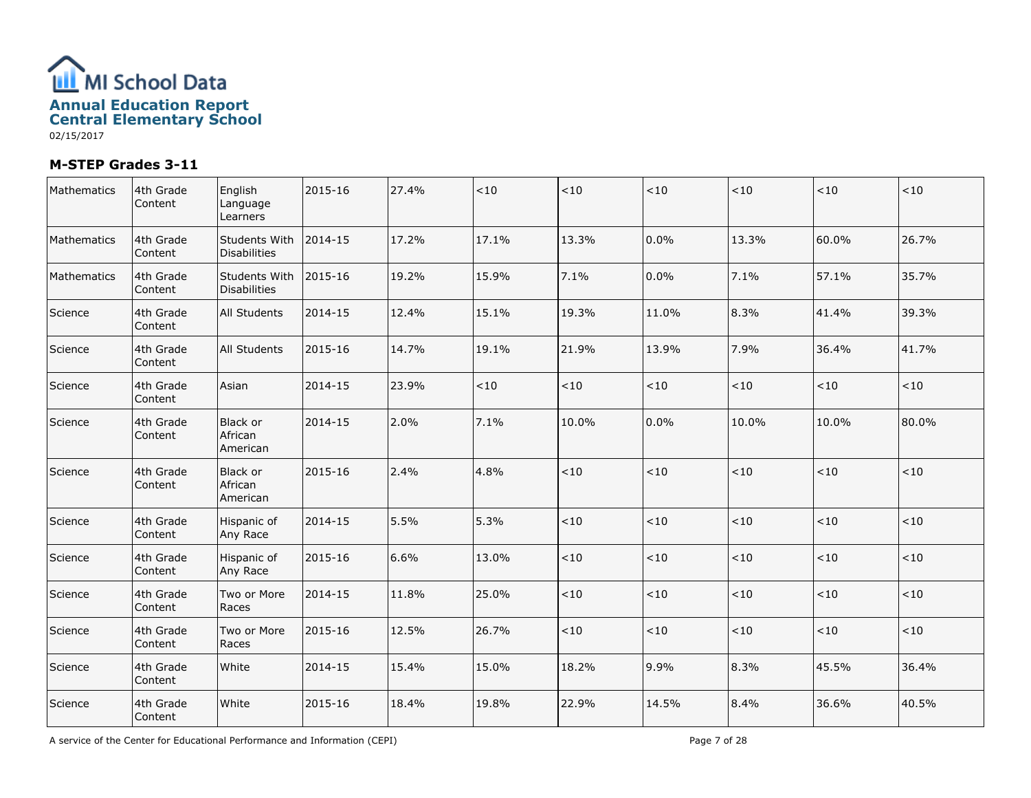# MI School Data

## Annual Education Report
## Central Elementary School

02/15/2017

### M-STEP Grades 3-11

| | | | | | | | | | | |
|---|---|---|---|---|---|---|---|---|---|---|
| Mathematics | 4th Grade Content | English Language Learners | 2015-16 | 27.4% | <10 | <10 | <10 | <10 | <10 | <10 |
| Mathematics | 4th Grade Content | Students With Disabilities | 2014-15 | 17.2% | 17.1% | 13.3% | 0.0% | 13.3% | 60.0% | 26.7% |
| Mathematics | 4th Grade Content | Students With Disabilities | 2015-16 | 19.2% | 15.9% | 7.1% | 0.0% | 7.1% | 57.1% | 35.7% |
| Science | 4th Grade Content | All Students | 2014-15 | 12.4% | 15.1% | 19.3% | 11.0% | 8.3% | 41.4% | 39.3% |
| Science | 4th Grade Content | All Students | 2015-16 | 14.7% | 19.1% | 21.9% | 13.9% | 7.9% | 36.4% | 41.7% |
| Science | 4th Grade Content | Asian | 2014-15 | 23.9% | <10 | <10 | <10 | <10 | <10 | <10 |
| Science | 4th Grade Content | Black or African American | 2014-15 | 2.0% | 7.1% | 10.0% | 0.0% | 10.0% | 10.0% | 80.0% |
| Science | 4th Grade Content | Black or African American | 2015-16 | 2.4% | 4.8% | <10 | <10 | <10 | <10 | <10 |
| Science | 4th Grade Content | Hispanic of Any Race | 2014-15 | 5.5% | 5.3% | <10 | <10 | <10 | <10 | <10 |
| Science | 4th Grade Content | Hispanic of Any Race | 2015-16 | 6.6% | 13.0% | <10 | <10 | <10 | <10 | <10 |
| Science | 4th Grade Content | Two or More Races | 2014-15 | 11.8% | 25.0% | <10 | <10 | <10 | <10 | <10 |
| Science | 4th Grade Content | Two or More Races | 2015-16 | 12.5% | 26.7% | <10 | <10 | <10 | <10 | <10 |
| Science | 4th Grade Content | White | 2014-15 | 15.4% | 15.0% | 18.2% | 9.9% | 8.3% | 45.5% | 36.4% |
| Science | 4th Grade Content | White | 2015-16 | 18.4% | 19.8% | 22.9% | 14.5% | 8.4% | 36.6% | 40.5% |

A service of the Center for Educational Performance and Information (CEPI)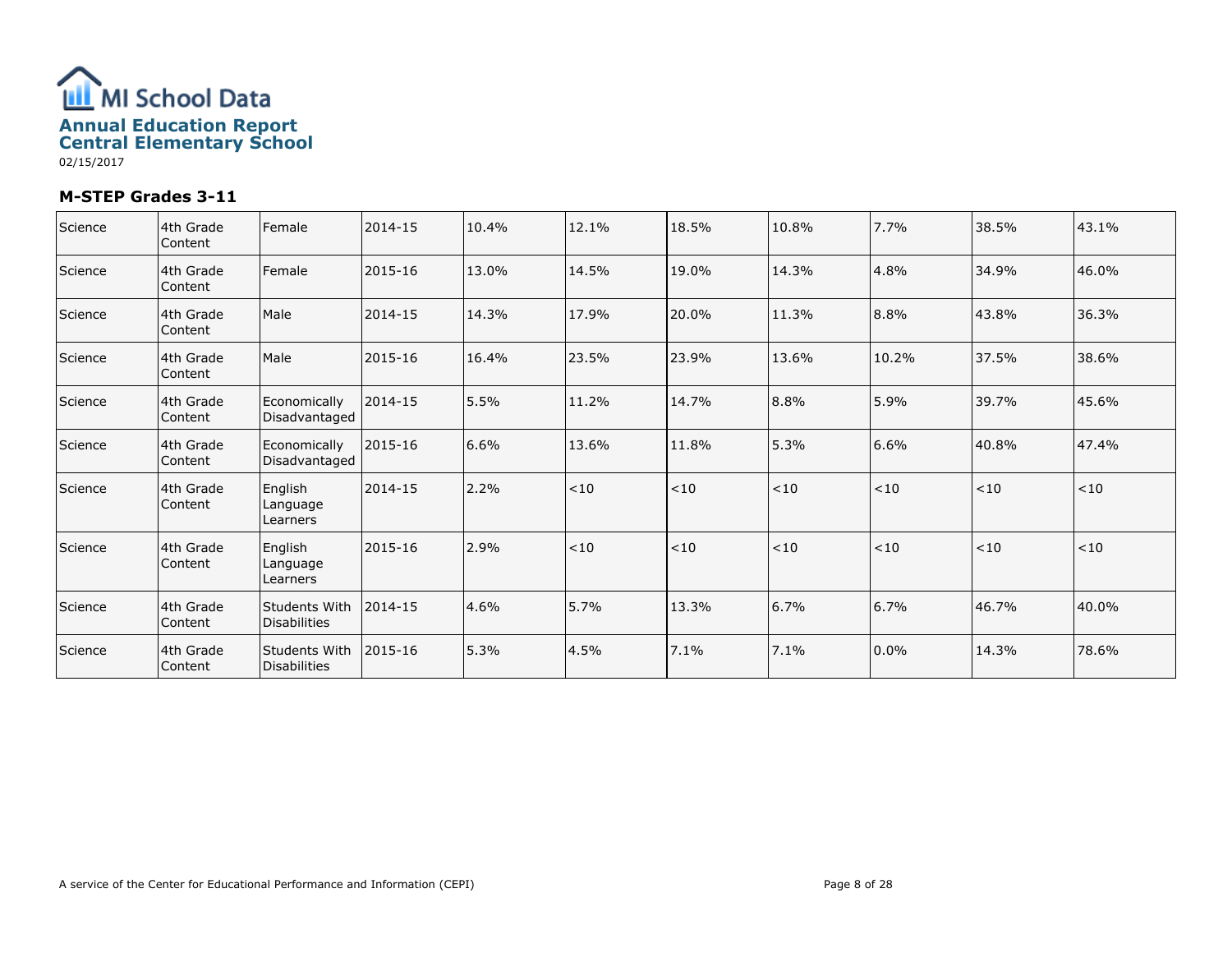# MI School Data

## Annual Education Report
## Central Elementary School

02/15/2017

### M-STEP Grades 3-11

| | | | | | | | | | | |
|---|---|---|---|---|---|---|---|---|---|---|
| Science | 4th Grade Content | Female | 2014-15 | 10.4% | 12.1% | 18.5% | 10.8% | 7.7% | 38.5% | 43.1% |
| Science | 4th Grade Content | Female | 2015-16 | 13.0% | 14.5% | 19.0% | 14.3% | 4.8% | 34.9% | 46.0% |
| Science | 4th Grade Content | Male | 2014-15 | 14.3% | 17.9% | 20.0% | 11.3% | 8.8% | 43.8% | 36.3% |
| Science | 4th Grade Content | Male | 2015-16 | 16.4% | 23.5% | 23.9% | 13.6% | 10.2% | 37.5% | 38.6% |
| Science | 4th Grade Content | Economically Disadvantaged | 2014-15 | 5.5% | 11.2% | 14.7% | 8.8% | 5.9% | 39.7% | 45.6% |
| Science | 4th Grade Content | Economically Disadvantaged | 2015-16 | 6.6% | 13.6% | 11.8% | 5.3% | 6.6% | 40.8% | 47.4% |
| Science | 4th Grade Content | English Language Learners | 2014-15 | 2.2% | <10 | <10 | <10 | <10 | <10 | <10 |
| Science | 4th Grade Content | English Language Learners | 2015-16 | 2.9% | <10 | <10 | <10 | <10 | <10 | <10 |
| Science | 4th Grade Content | Students With Disabilities | 2014-15 | 4.6% | 5.7% | 13.3% | 6.7% | 6.7% | 46.7% | 40.0% |
| Science | 4th Grade Content | Students With Disabilities | 2015-16 | 5.3% | 4.5% | 7.1% | 7.1% | 0.0% | 14.3% | 78.6% |

A service of the Center for Educational Performance and Information (CEPI)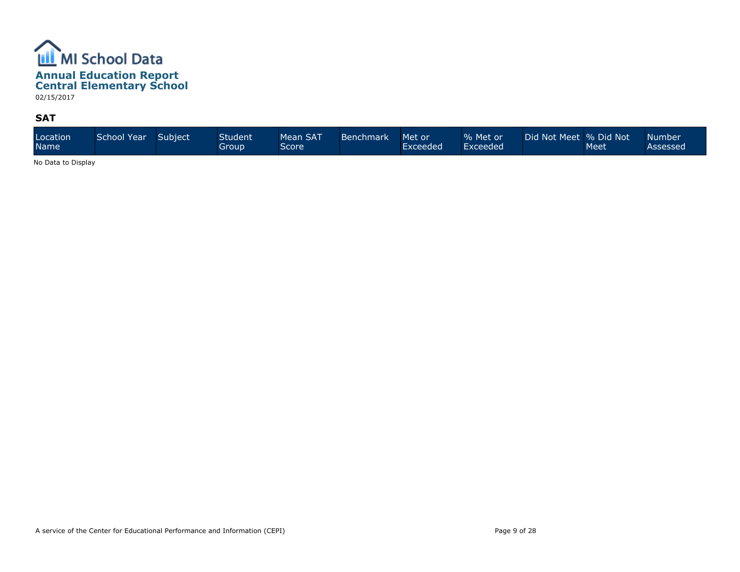# MI School Data

## Annual Education Report
## Central Elementary School

02/15/2017

### SAT

| Location Name | School Year | Subject | Student Group | Mean SAT Score | Benchmark | Met or Exceeded | % Met or Exceeded | Did Not Meet | % Did Not Meet | Number Assessed |
|---|---|---|---|---|---|---|---|---|---|---|

No Data to Display

A service of the Center for Educational Performance and Information (CEPI)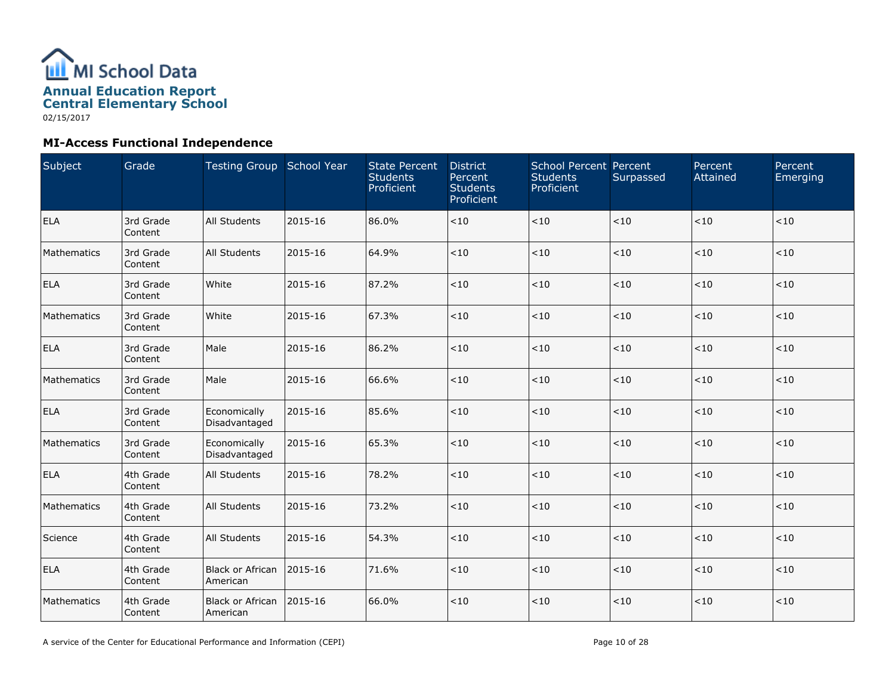# MI School Data

## Annual Education Report
## Central Elementary School

02/15/2017

### MI-Access Functional Independence

| Subject | Grade | Testing Group | School Year | State Percent Students Proficient | District Percent Students Proficient | School Percent Students Proficient | Percent Surpassed | Percent Attained | Percent Emerging |
|---|---|---|---|---|---|---|---|---|---|
| ELA | 3rd Grade Content | All Students | 2015-16 | 86.0% | <10 | <10 | <10 | <10 | <10 |
| Mathematics | 3rd Grade Content | All Students | 2015-16 | 64.9% | <10 | <10 | <10 | <10 | <10 |
| ELA | 3rd Grade Content | White | 2015-16 | 87.2% | <10 | <10 | <10 | <10 | <10 |
| Mathematics | 3rd Grade Content | White | 2015-16 | 67.3% | <10 | <10 | <10 | <10 | <10 |
| ELA | 3rd Grade Content | Male | 2015-16 | 86.2% | <10 | <10 | <10 | <10 | <10 |
| Mathematics | 3rd Grade Content | Male | 2015-16 | 66.6% | <10 | <10 | <10 | <10 | <10 |
| ELA | 3rd Grade Content | Economically Disadvantaged | 2015-16 | 85.6% | <10 | <10 | <10 | <10 | <10 |
| Mathematics | 3rd Grade Content | Economically Disadvantaged | 2015-16 | 65.3% | <10 | <10 | <10 | <10 | <10 |
| ELA | 4th Grade Content | All Students | 2015-16 | 78.2% | <10 | <10 | <10 | <10 | <10 |
| Mathematics | 4th Grade Content | All Students | 2015-16 | 73.2% | <10 | <10 | <10 | <10 | <10 |
| Science | 4th Grade Content | All Students | 2015-16 | 54.3% | <10 | <10 | <10 | <10 | <10 |
| ELA | 4th Grade Content | Black or African American | 2015-16 | 71.6% | <10 | <10 | <10 | <10 | <10 |
| Mathematics | 4th Grade Content | Black or African American | 2015-16 | 66.0% | <10 | <10 | <10 | <10 | <10 |

A service of the Center for Educational Performance and Information (CEPI)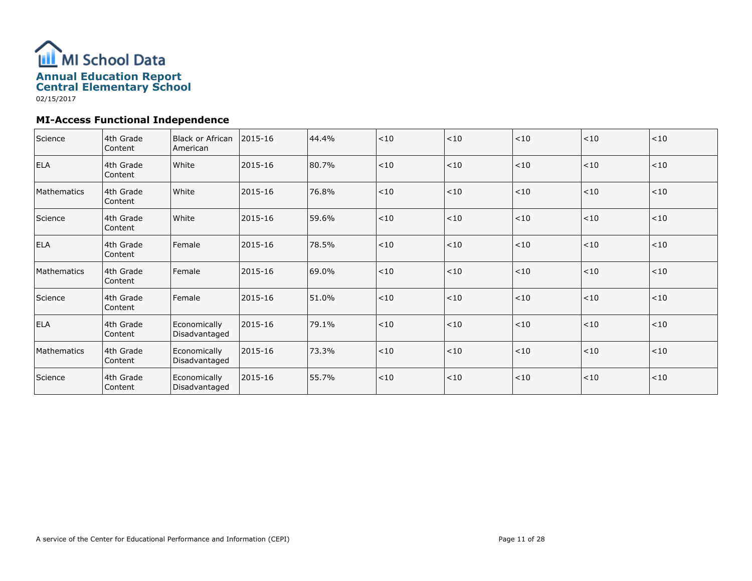# MI School Data

## Annual Education Report
## Central Elementary School

02/15/2017

### MI-Access Functional Independence

| | | | | | | | | | |
|---|---|---|---|---|---|---|---|---|---|
| Science | 4th Grade Content | Black or African American | 2015-16 | 44.4% | <10 | <10 | <10 | <10 | <10 |
| ELA | 4th Grade Content | White | 2015-16 | 80.7% | <10 | <10 | <10 | <10 | <10 |
| Mathematics | 4th Grade Content | White | 2015-16 | 76.8% | <10 | <10 | <10 | <10 | <10 |
| Science | 4th Grade Content | White | 2015-16 | 59.6% | <10 | <10 | <10 | <10 | <10 |
| ELA | 4th Grade Content | Female | 2015-16 | 78.5% | <10 | <10 | <10 | <10 | <10 |
| Mathematics | 4th Grade Content | Female | 2015-16 | 69.0% | <10 | <10 | <10 | <10 | <10 |
| Science | 4th Grade Content | Female | 2015-16 | 51.0% | <10 | <10 | <10 | <10 | <10 |
| ELA | 4th Grade Content | Economically Disadvantaged | 2015-16 | 79.1% | <10 | <10 | <10 | <10 | <10 |
| Mathematics | 4th Grade Content | Economically Disadvantaged | 2015-16 | 73.3% | <10 | <10 | <10 | <10 | <10 |
| Science | 4th Grade Content | Economically Disadvantaged | 2015-16 | 55.7% | <10 | <10 | <10 | <10 | <10 |

A service of the Center for Educational Performance and Information (CEPI)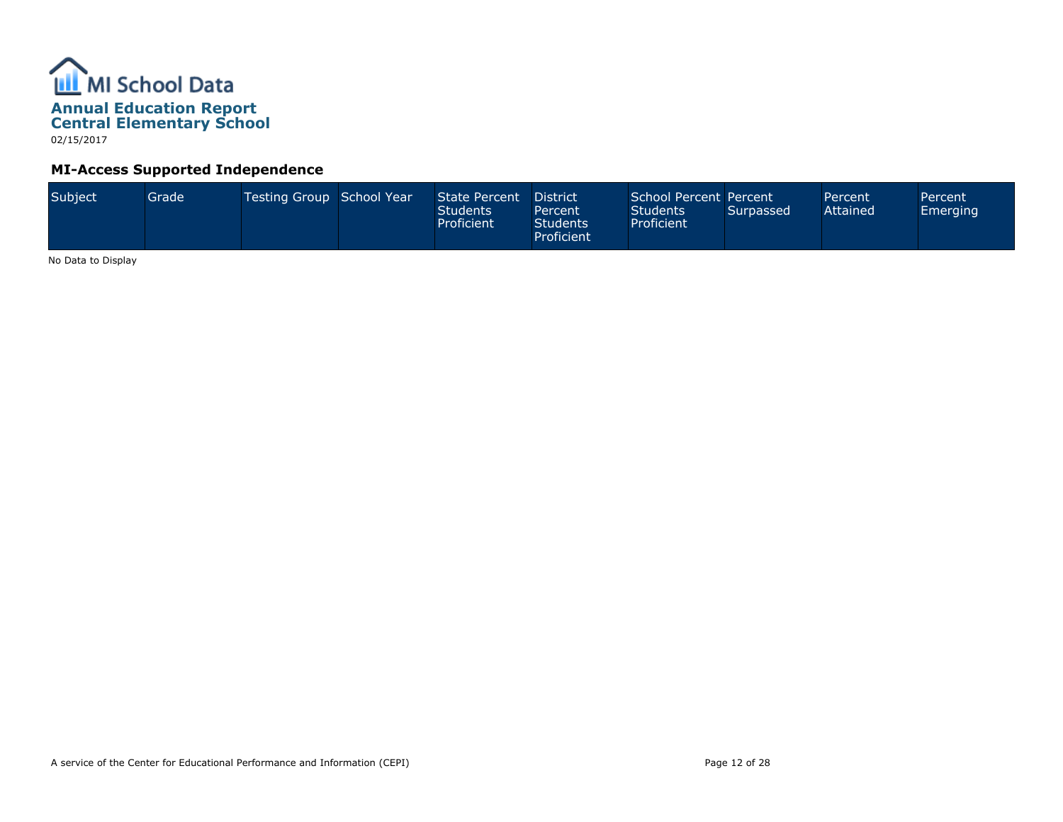MI School Data

# Annual Education Report
## Central Elementary School

02/15/2017

### MI-Access Supported Independence

| Subject | Grade | Testing Group | School Year | State Percent Students Proficient | District Percent Students Proficient | School Percent Students Proficient | Percent Surpassed | Percent Attained | Percent Emerging |
|---|---|---|---|---|---|---|---|---|---|

No Data to Display

A service of the Center for Educational Performance and Information (CEPI)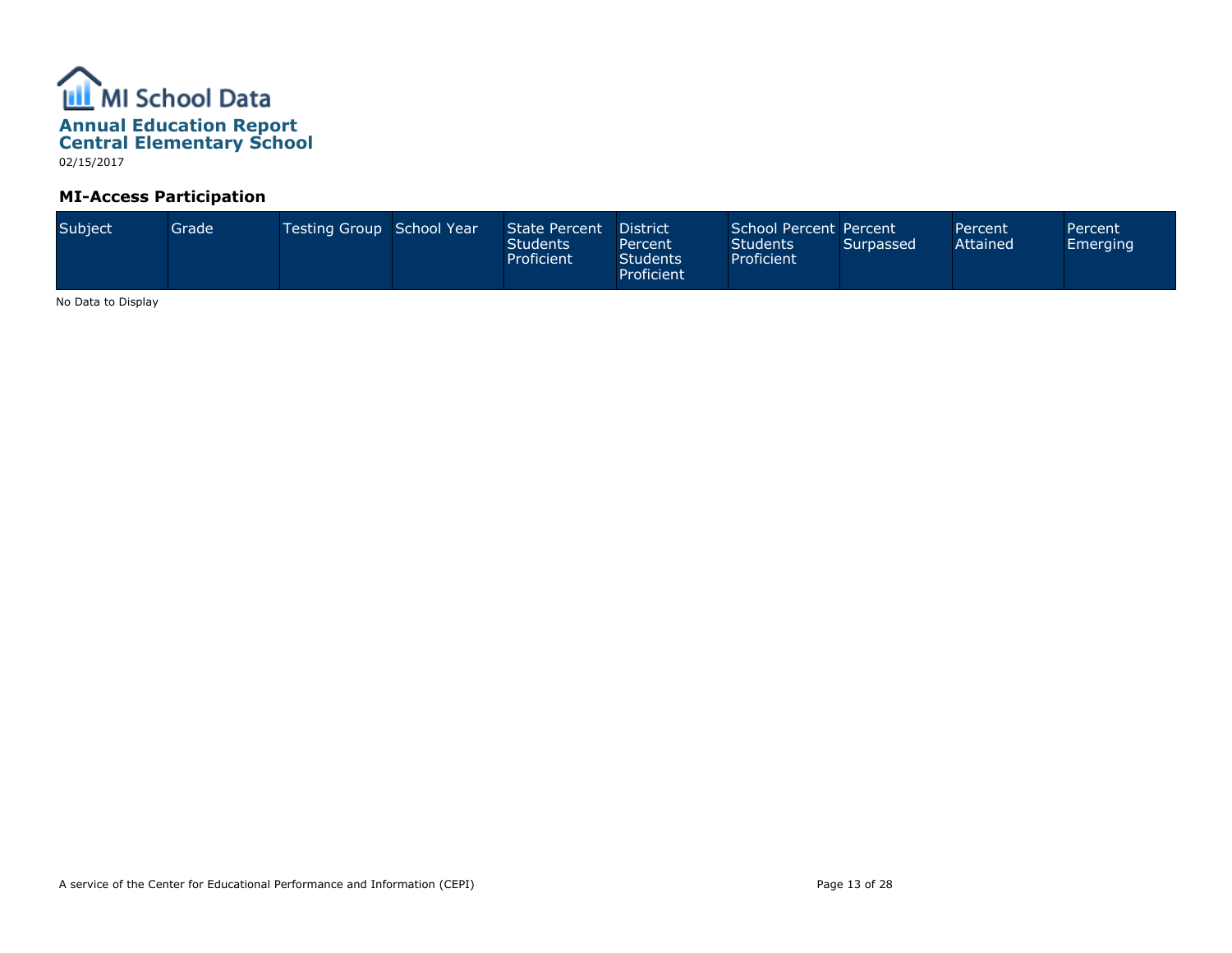MI School Data

# Annual Education Report
## Central Elementary School

02/15/2017

### MI-Access Participation

| Subject | Grade | Testing Group | School Year | State Percent Students Proficient | District Percent Students Proficient | School Percent Students Proficient | Percent Surpassed | Percent Attained | Percent Emerging |
|---|---|---|---|---|---|---|---|---|---|

No Data to Display

A service of the Center for Educational Performance and Information (CEPI)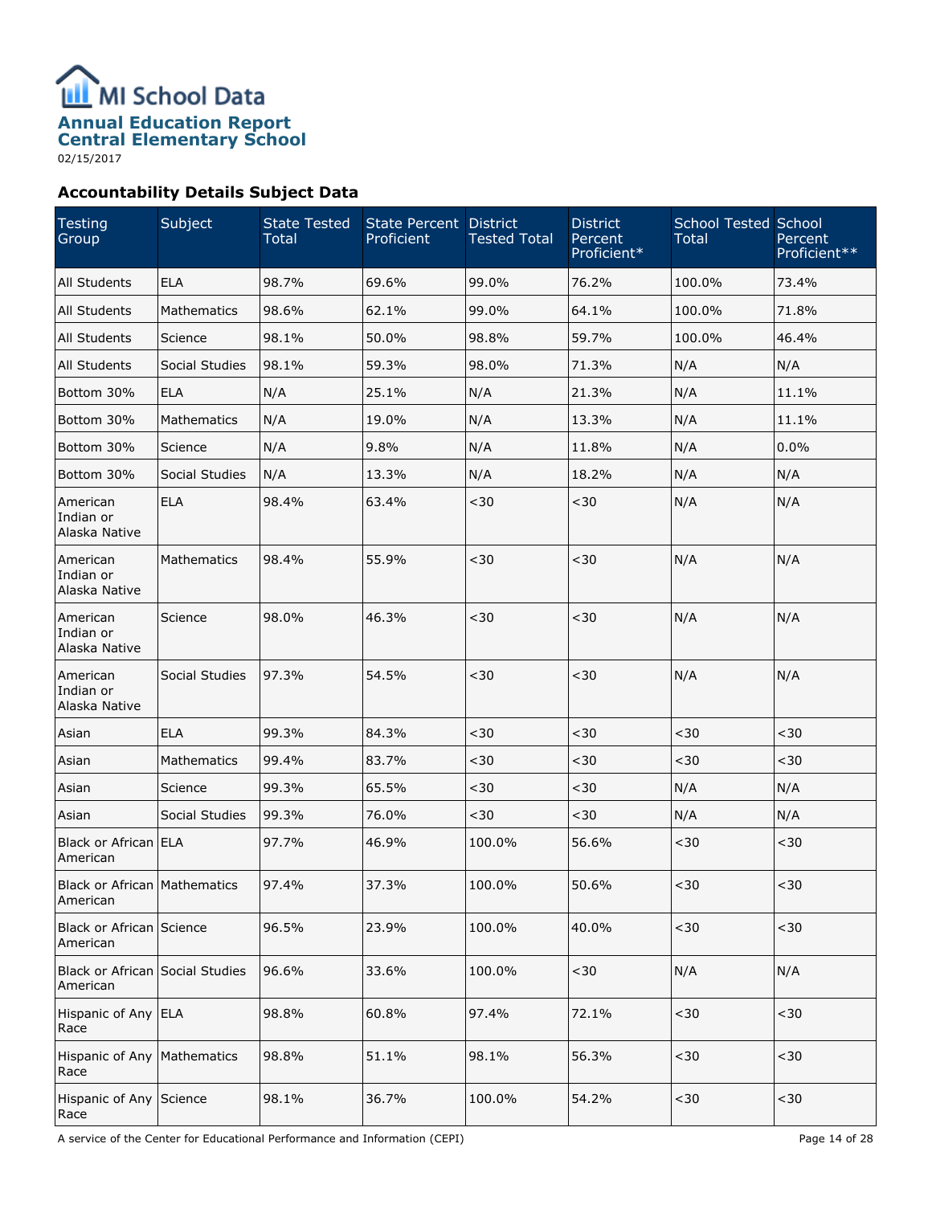# MI School Data

## Annual Education Report
## Central Elementary School

02/15/2017

### Accountability Details Subject Data

| Testing Group | Subject | State Tested Total | State Percent Proficient | District Tested Total | District Percent Proficient* | School Tested Total | School Percent Proficient** |
|---|---|---|---|---|---|---|---|
| All Students | ELA | 98.7% | 69.6% | 99.0% | 76.2% | 100.0% | 73.4% |
| All Students | Mathematics | 98.6% | 62.1% | 99.0% | 64.1% | 100.0% | 71.8% |
| All Students | Science | 98.1% | 50.0% | 98.8% | 59.7% | 100.0% | 46.4% |
| All Students | Social Studies | 98.1% | 59.3% | 98.0% | 71.3% | N/A | N/A |
| Bottom 30% | ELA | N/A | 25.1% | N/A | 21.3% | N/A | 11.1% |
| Bottom 30% | Mathematics | N/A | 19.0% | N/A | 13.3% | N/A | 11.1% |
| Bottom 30% | Science | N/A | 9.8% | N/A | 11.8% | N/A | 0.0% |
| Bottom 30% | Social Studies | N/A | 13.3% | N/A | 18.2% | N/A | N/A |
| American Indian or Alaska Native | ELA | 98.4% | 63.4% | <30 | <30 | N/A | N/A |
| American Indian or Alaska Native | Mathematics | 98.4% | 55.9% | <30 | <30 | N/A | N/A |
| American Indian or Alaska Native | Science | 98.0% | 46.3% | <30 | <30 | N/A | N/A |
| American Indian or Alaska Native | Social Studies | 97.3% | 54.5% | <30 | <30 | N/A | N/A |
| Asian | ELA | 99.3% | 84.3% | <30 | <30 | <30 | <30 |
| Asian | Mathematics | 99.4% | 83.7% | <30 | <30 | <30 | <30 |
| Asian | Science | 99.3% | 65.5% | <30 | <30 | N/A | N/A |
| Asian | Social Studies | 99.3% | 76.0% | <30 | <30 | N/A | N/A |
| Black or African American | ELA | 97.7% | 46.9% | 100.0% | 56.6% | <30 | <30 |
| Black or African American | Mathematics | 97.4% | 37.3% | 100.0% | 50.6% | <30 | <30 |
| Black or African American | Science | 96.5% | 23.9% | 100.0% | 40.0% | <30 | <30 |
| Black or African American | Social Studies | 96.6% | 33.6% | 100.0% | <30 | N/A | N/A |
| Hispanic of Any Race | ELA | 98.8% | 60.8% | 97.4% | 72.1% | <30 | <30 |
| Hispanic of Any Race | Mathematics | 98.8% | 51.1% | 98.1% | 56.3% | <30 | <30 |
| Hispanic of Any Race | Science | 98.1% | 36.7% | 100.0% | 54.2% | <30 | <30 |

A service of the Center for Educational Performance and Information (CEPI)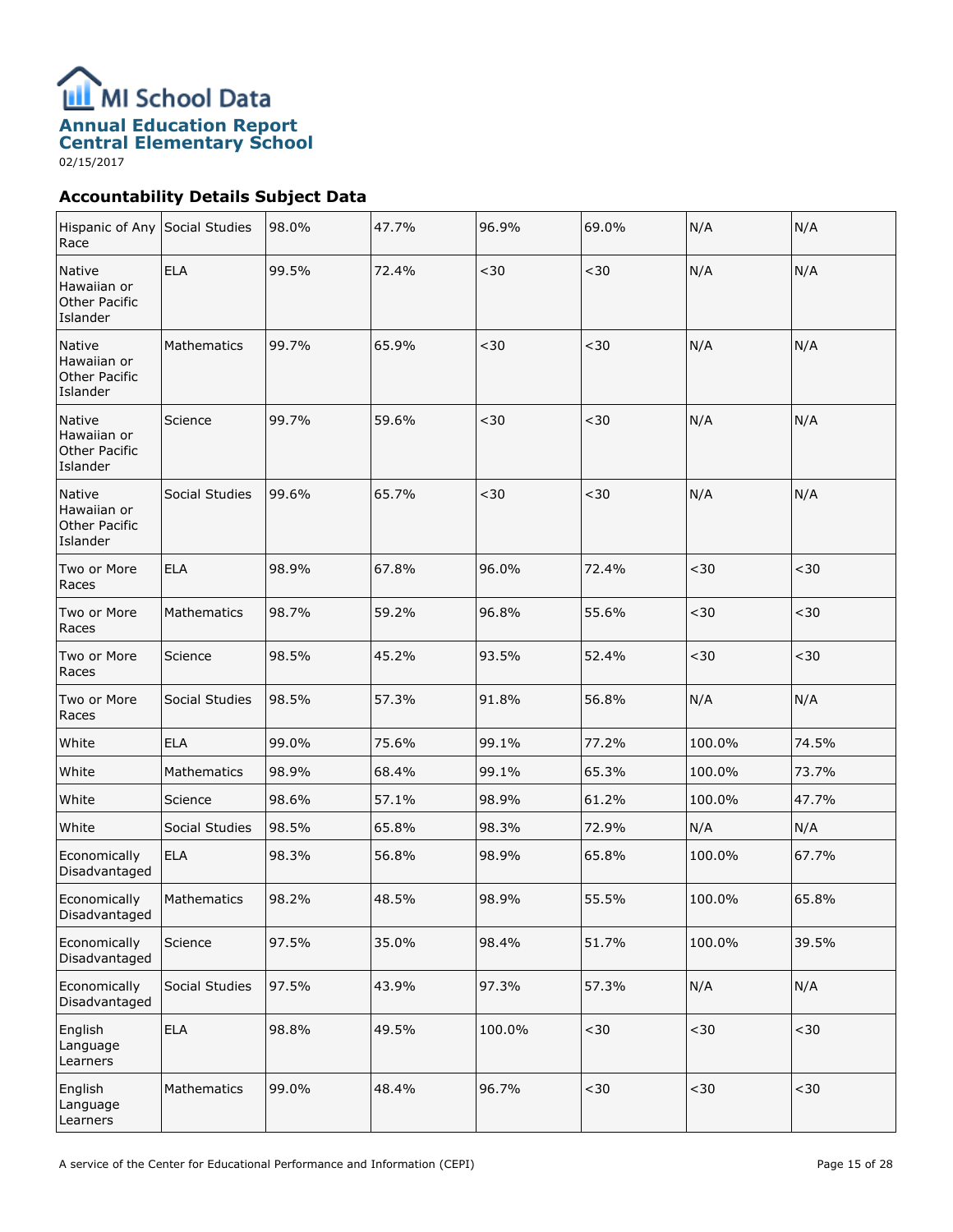# MI School Data

## Annual Education Report
## Central Elementary School

02/15/2017

### Accountability Details Subject Data

| | | | | | | | |
|---|---|---|---|---|---|---|---|
| Hispanic of Any Race | Social Studies | 98.0% | 47.7% | 96.9% | 69.0% | N/A | N/A |
| Native Hawaiian or Other Pacific Islander | ELA | 99.5% | 72.4% | <30 | <30 | N/A | N/A |
| Native Hawaiian or Other Pacific Islander | Mathematics | 99.7% | 65.9% | <30 | <30 | N/A | N/A |
| Native Hawaiian or Other Pacific Islander | Science | 99.7% | 59.6% | <30 | <30 | N/A | N/A |
| Native Hawaiian or Other Pacific Islander | Social Studies | 99.6% | 65.7% | <30 | <30 | N/A | N/A |
| Two or More Races | ELA | 98.9% | 67.8% | 96.0% | 72.4% | <30 | <30 |
| Two or More Races | Mathematics | 98.7% | 59.2% | 96.8% | 55.6% | <30 | <30 |
| Two or More Races | Science | 98.5% | 45.2% | 93.5% | 52.4% | <30 | <30 |
| Two or More Races | Social Studies | 98.5% | 57.3% | 91.8% | 56.8% | N/A | N/A |
| White | ELA | 99.0% | 75.6% | 99.1% | 77.2% | 100.0% | 74.5% |
| White | Mathematics | 98.9% | 68.4% | 99.1% | 65.3% | 100.0% | 73.7% |
| White | Science | 98.6% | 57.1% | 98.9% | 61.2% | 100.0% | 47.7% |
| White | Social Studies | 98.5% | 65.8% | 98.3% | 72.9% | N/A | N/A |
| Economically Disadvantaged | ELA | 98.3% | 56.8% | 98.9% | 65.8% | 100.0% | 67.7% |
| Economically Disadvantaged | Mathematics | 98.2% | 48.5% | 98.9% | 55.5% | 100.0% | 65.8% |
| Economically Disadvantaged | Science | 97.5% | 35.0% | 98.4% | 51.7% | 100.0% | 39.5% |
| Economically Disadvantaged | Social Studies | 97.5% | 43.9% | 97.3% | 57.3% | N/A | N/A |
| English Language Learners | ELA | 98.8% | 49.5% | 100.0% | <30 | <30 | <30 |
| English Language Learners | Mathematics | 99.0% | 48.4% | 96.7% | <30 | <30 | <30 |

A service of the Center for Educational Performance and Information (CEPI)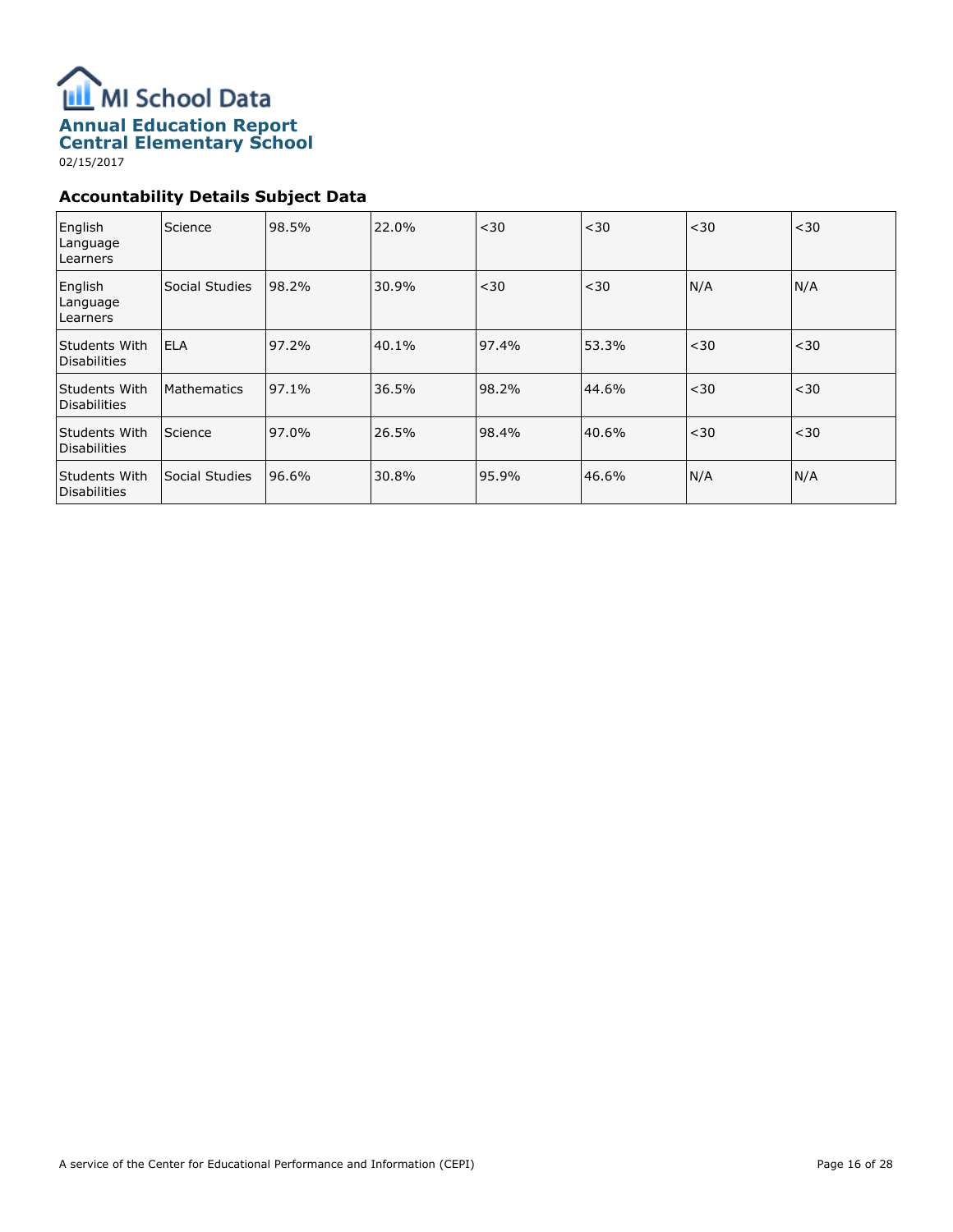# MI School Data

## Annual Education Report
## Central Elementary School

02/15/2017

### Accountability Details Subject Data

| | | | | | | | |
|---|---|---|---|---|---|---|---|
| English Language Learners | Science | 98.5% | 22.0% | <30 | <30 | <30 | <30 |
| English Language Learners | Social Studies | 98.2% | 30.9% | <30 | <30 | N/A | N/A |
| Students With Disabilities | ELA | 97.2% | 40.1% | 97.4% | 53.3% | <30 | <30 |
| Students With Disabilities | Mathematics | 97.1% | 36.5% | 98.2% | 44.6% | <30 | <30 |
| Students With Disabilities | Science | 97.0% | 26.5% | 98.4% | 40.6% | <30 | <30 |
| Students With Disabilities | Social Studies | 96.6% | 30.8% | 95.9% | 46.6% | N/A | N/A |

A service of the Center for Educational Performance and Information (CEPI)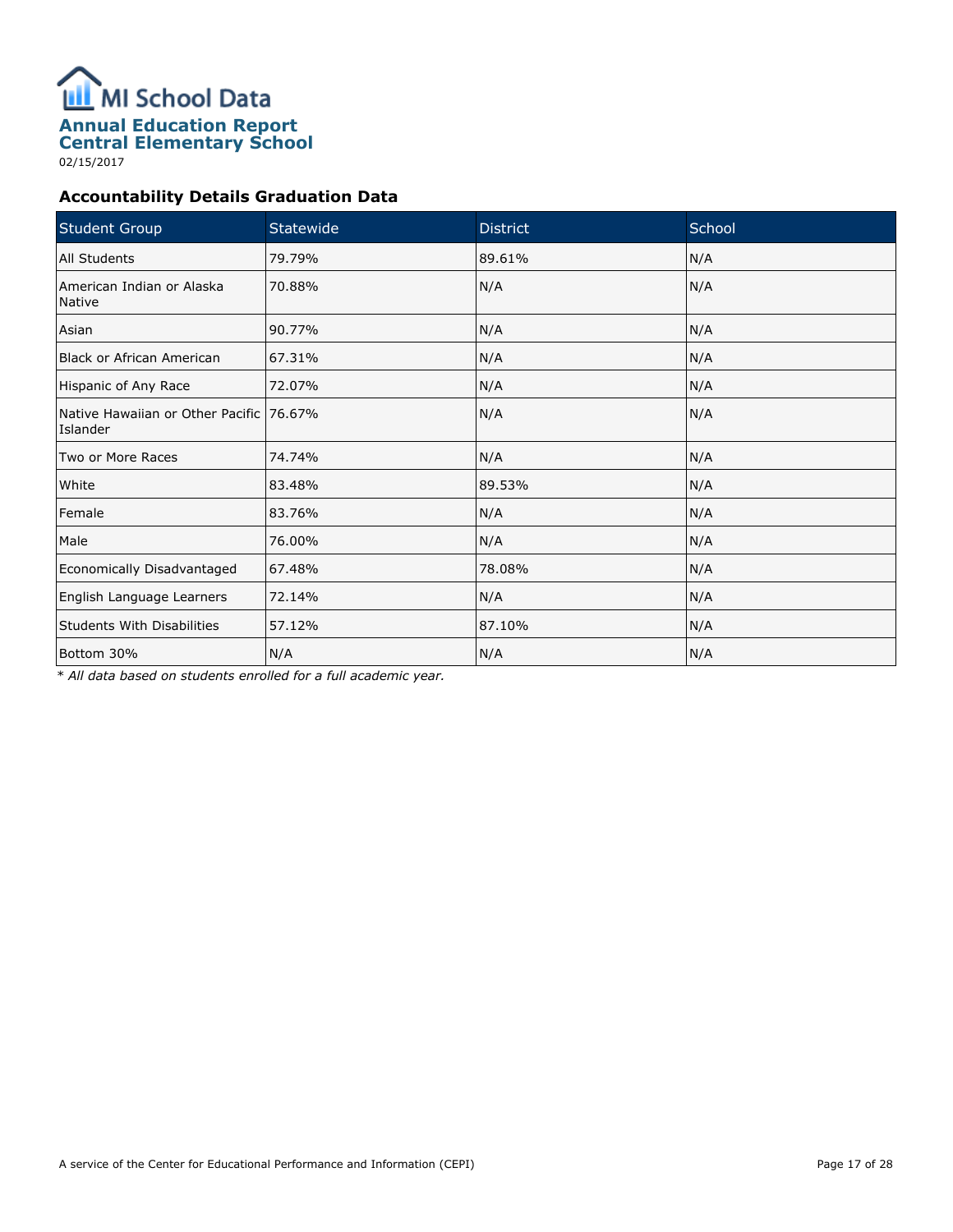# MI School Data

## Annual Education Report
## Central Elementary School

02/15/2017

### Accountability Details Graduation Data

| Student Group | Statewide | District | School |
|---|---|---|---|
| All Students | 79.79% | 89.61% | N/A |
| American Indian or Alaska Native | 70.88% | N/A | N/A |
| Asian | 90.77% | N/A | N/A |
| Black or African American | 67.31% | N/A | N/A |
| Hispanic of Any Race | 72.07% | N/A | N/A |
| Native Hawaiian or Other Pacific Islander | 76.67% | N/A | N/A |
| Two or More Races | 74.74% | N/A | N/A |
| White | 83.48% | 89.53% | N/A |
| Female | 83.76% | N/A | N/A |
| Male | 76.00% | N/A | N/A |
| Economically Disadvantaged | 67.48% | 78.08% | N/A |
| English Language Learners | 72.14% | N/A | N/A |
| Students With Disabilities | 57.12% | 87.10% | N/A |
| Bottom 30% | N/A | N/A | N/A |

*\* All data based on students enrolled for a full academic year.*

A service of the Center for Educational Performance and Information (CEPI)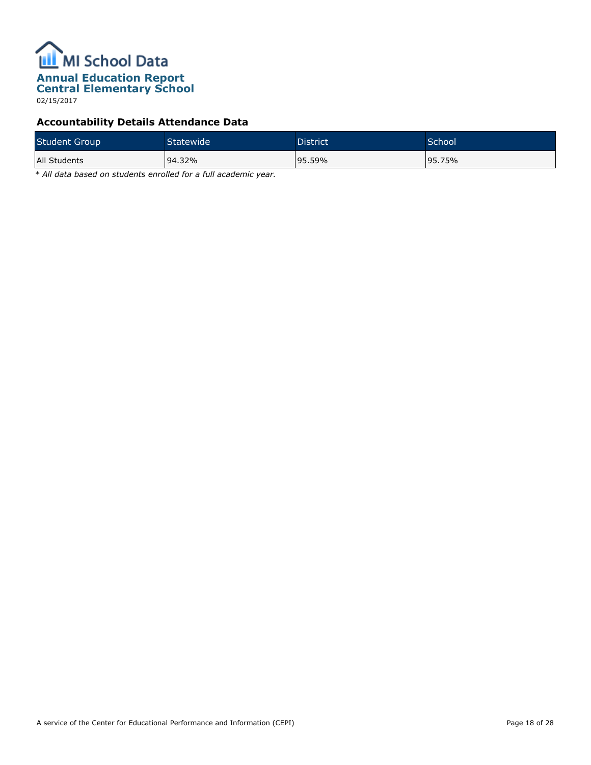# MI School Data

## Annual Education Report
## Central Elementary School

02/15/2017

### Accountability Details Attendance Data

| Student Group | Statewide | District | School |
|---|---|---|---|
| All Students | 94.32% | 95.59% | 95.75% |

* *All data based on students enrolled for a full academic year.*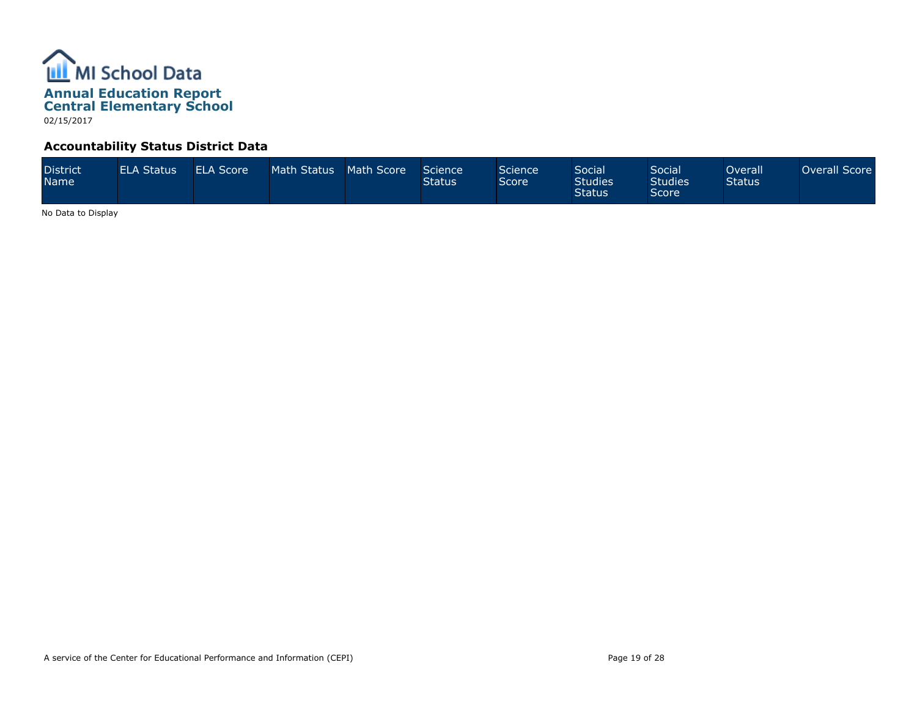MI School Data

# Annual Education Report
## Central Elementary School

02/15/2017

### Accountability Status District Data

| District Name | ELA Status | ELA Score | Math Status | Math Score | Science Status | Science Score | Social Studies Status | Social Studies Score | Overall Status | Overall Score |
|---|---|---|---|---|---|---|---|---|---|---|

No Data to Display

A service of the Center for Educational Performance and Information (CEPI)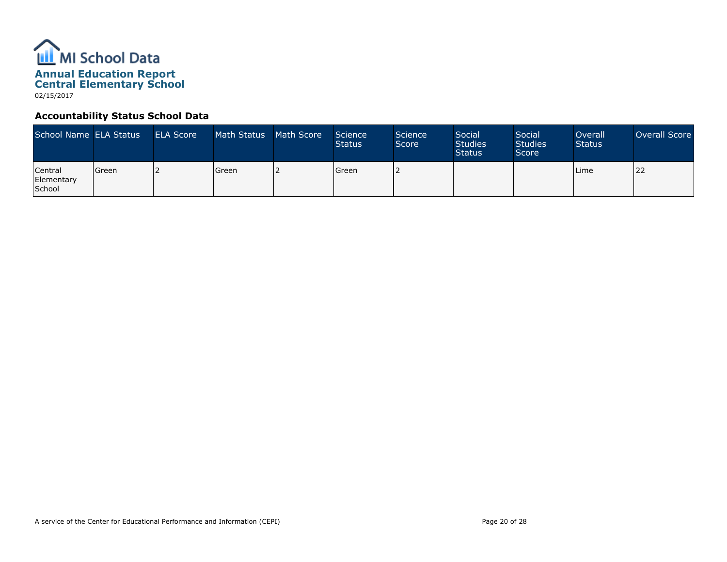MI School Data

# Annual Education Report
# Central Elementary School

02/15/2017

## Accountability Status School Data

| School Name | ELA Status | ELA Score | Math Status | Math Score | Science Status | Science Score | Social Studies Status | Social Studies Score | Overall Status | Overall Score |
|---|---|---|---|---|---|---|---|---|---|---|
| Central Elementary School | Green | 2 | Green | 2 | Green | 2 | | | Lime | 22 |

A service of the Center for Educational Performance and Information (CEPI)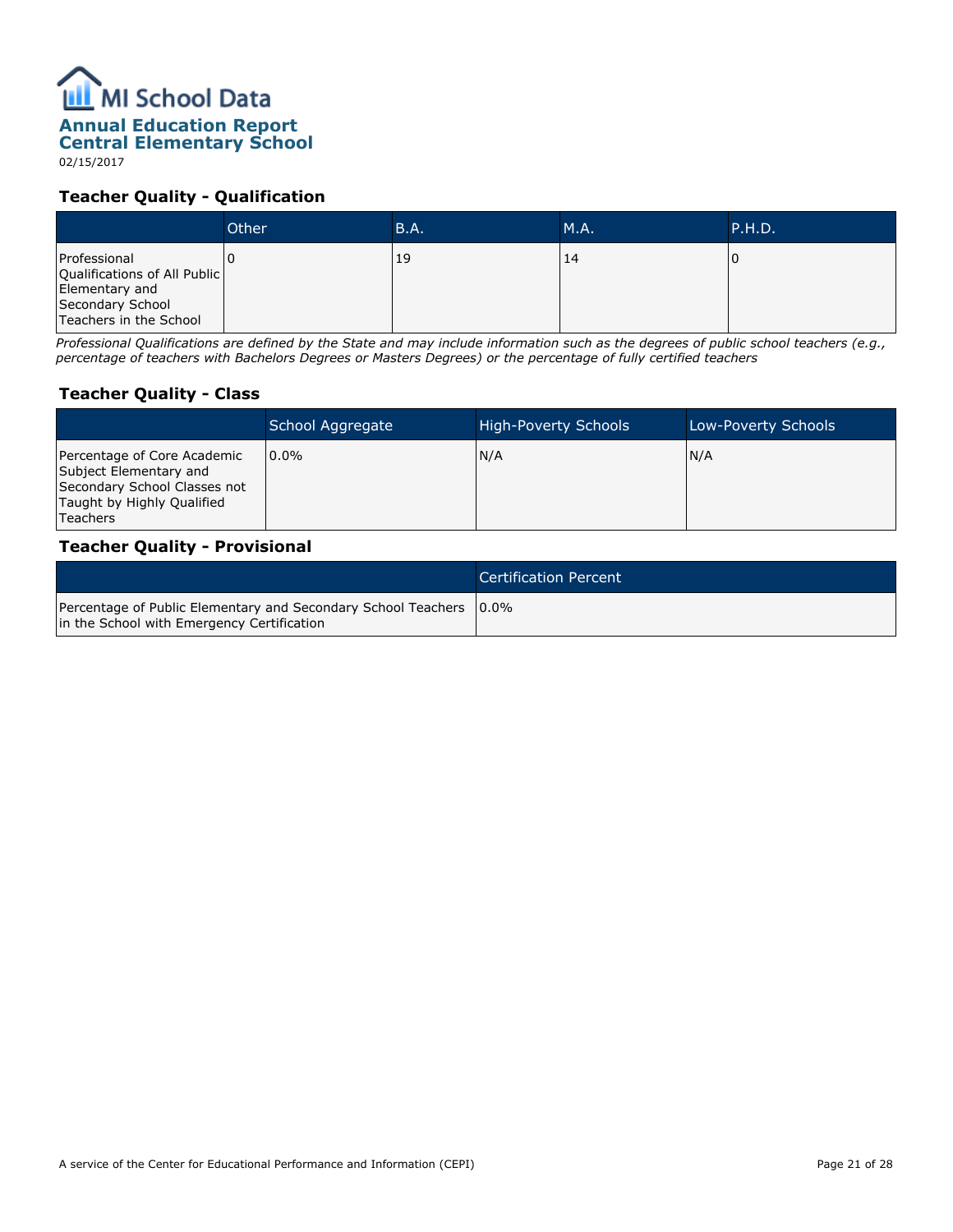MI School Data

**Annual Education Report**
**Central Elementary School**

02/15/2017

### Teacher Quality - Qualification

| | Other | B.A. | M.A. | P.H.D. |
|---|---|---|---|---|
| Professional Qualifications of All Public Elementary and Secondary School Teachers in the School | 0 | 19 | 14 | 0 |

*Professional Qualifications are defined by the State and may include information such as the degrees of public school teachers (e.g., percentage of teachers with Bachelors Degrees or Masters Degrees) or the percentage of fully certified teachers*

### Teacher Quality - Class

| | School Aggregate | High-Poverty Schools | Low-Poverty Schools |
|---|---|---|---|
| Percentage of Core Academic Subject Elementary and Secondary School Classes not Taught by Highly Qualified Teachers | 0.0% | N/A | N/A |

### Teacher Quality - Provisional

| | Certification Percent |
|---|---|
| Percentage of Public Elementary and Secondary School Teachers in the School with Emergency Certification | 0.0% |

A service of the Center for Educational Performance and Information (CEPI)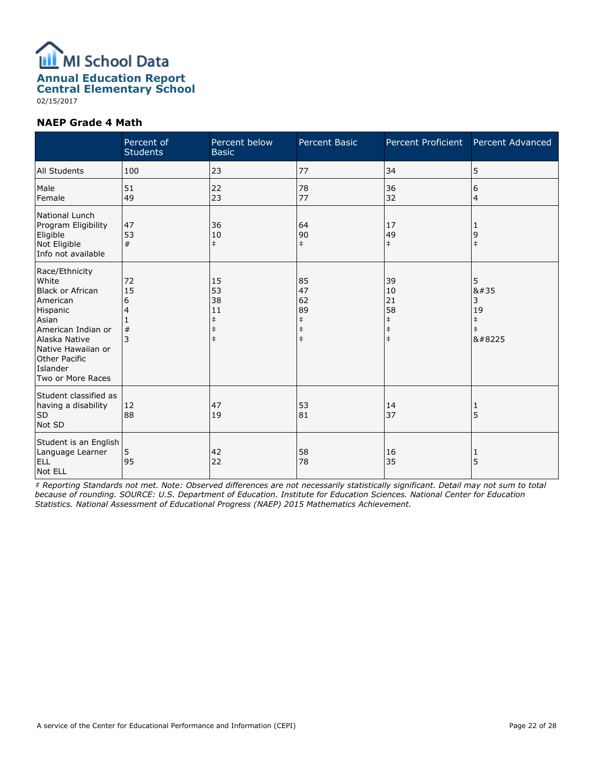# MI School Data

## Annual Education Report
## Central Elementary School

02/15/2017

### NAEP Grade 4 Math

| | Percent of Students | Percent below Basic | Percent Basic | Percent Proficient | Percent Advanced |
|---|---|---|---|---|---|
| All Students | 100 | 23 | 77 | 34 | 5 |
| Male | 51 | 22 | 78 | 36 | 6 |
| Female | 49 | 23 | 77 | 32 | 4 |
| National Lunch Program Eligibility | | | | | |
| Eligible | 47 | 36 | 64 | 17 | 1 |
| Not Eligible | 53 | 10 | 90 | 49 | 9 |
| Info not available | # | ‡ | ‡ | ‡ | ‡ |
| Race/Ethnicity | | | | | |
| White | 72 | 15 | 85 | 39 | 5 |
| Black or African American | 15 | 53 | 47 | 10 | &#35 |
| Hispanic | 6 | 38 | 62 | 21 | 3 |
| Asian | 4 | 11 | 89 | 58 | 19 |
| American Indian or Alaska Native | 1 | ‡ | ‡ | ‡ | ‡ |
| Native Hawaiian or Other Pacific Islander | # | ‡ | ‡ | ‡ | ‡ |
| Two or More Races | 3 | ‡ | ‡ | ‡ | &#8225 |
| Student classified as having a disability | | | | | |
| SD | 12 | 47 | 53 | 14 | 1 |
| Not SD | 88 | 19 | 81 | 37 | 5 |
| Student is an English Language Learner | | | | | |
| ELL | 5 | 42 | 58 | 16 | 1 |
| Not ELL | 95 | 22 | 78 | 35 | 5 |

*‡ Reporting Standards not met. Note: Observed differences are not necessarily statistically significant. Detail may not sum to total because of rounding. SOURCE: U.S. Department of Education. Institute for Education Sciences. National Center for Education Statistics. National Assessment of Educational Progress (NAEP) 2015 Mathematics Achievement.*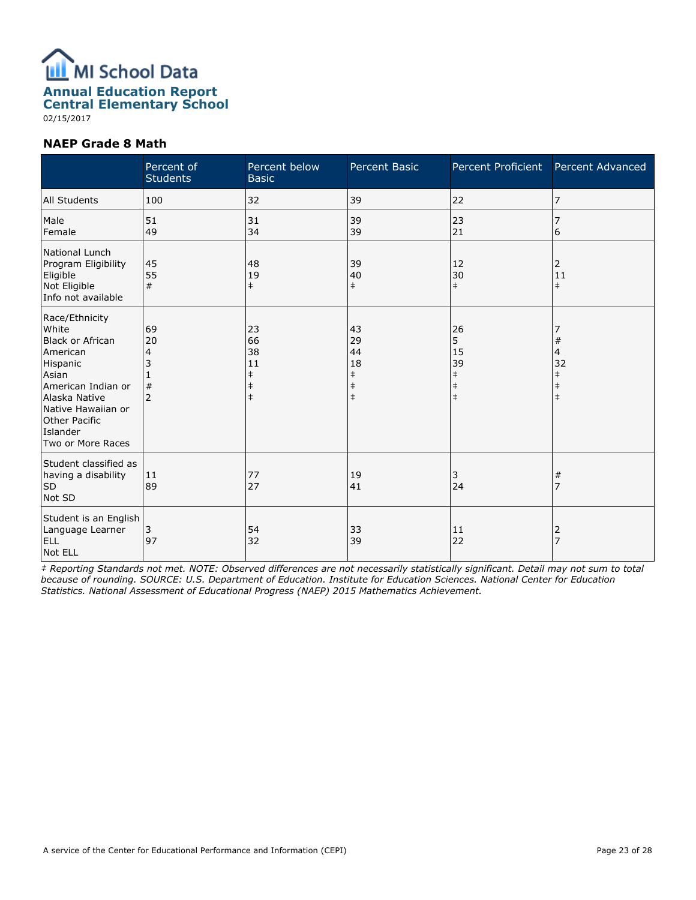# MI School Data

## Annual Education Report
## Central Elementary School

02/15/2017

### NAEP Grade 8 Math

| | Percent of Students | Percent below Basic | Percent Basic | Percent Proficient | Percent Advanced |
|---|---|---|---|---|---|
| All Students | 100 | 32 | 39 | 22 | 7 |
| Male | 51 | 31 | 39 | 23 | 7 |
| Female | 49 | 34 | 39 | 21 | 6 |
| **National Lunch Program Eligibility** | | | | | |
| Eligible | 45 | 48 | 39 | 12 | 2 |
| Not Eligible | 55 | 19 | 40 | 30 | 11 |
| Info not available | # | ‡ | ‡ | ‡ | ‡ |
| **Race/Ethnicity** | | | | | |
| White | 69 | 23 | 43 | 26 | 7 |
| Black or African American | 20 | 66 | 29 | 5 | # |
| Hispanic | 4 | 38 | 44 | 15 | 4 |
| Asian | 3 | 11 | 18 | 39 | 32 |
| American Indian or Alaska Native | 1 | ‡ | ‡ | ‡ | ‡ |
| Native Hawaiian or Other Pacific Islander | # | ‡ | ‡ | ‡ | ‡ |
| Two or More Races | 2 | ‡ | ‡ | ‡ | ‡ |
| **Student classified as having a disability** | | | | | |
| SD | 11 | 77 | 19 | 3 | # |
| Not SD | 89 | 27 | 41 | 24 | 7 |
| **Student is an English Language Learner** | | | | | |
| ELL | 3 | 54 | 33 | 11 | 2 |
| Not ELL | 97 | 32 | 39 | 22 | 7 |

*‡ Reporting Standards not met. NOTE: Observed differences are not necessarily statistically significant. Detail may not sum to total because of rounding. SOURCE: U.S. Department of Education. Institute for Education Sciences. National Center for Education Statistics. National Assessment of Educational Progress (NAEP) 2015 Mathematics Achievement.*

A service of the Center for Educational Performance and Information (CEPI)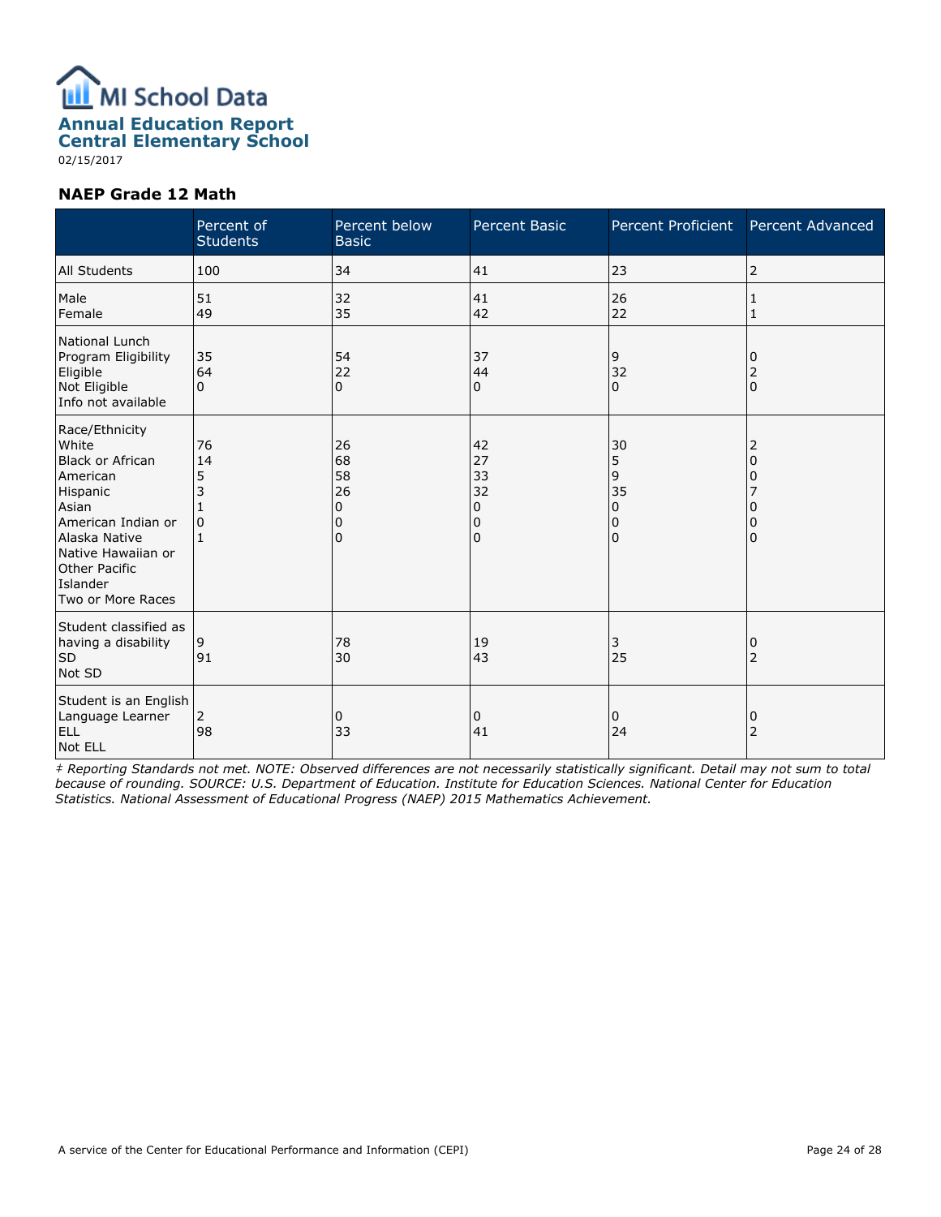# MI School Data

## Annual Education Report
## Central Elementary School

02/15/2017

### NAEP Grade 12 Math

| | Percent of Students | Percent below Basic | Percent Basic | Percent Proficient | Percent Advanced |
|---|---|---|---|---|---|
| All Students | 100 | 34 | 41 | 23 | 2 |
| Male | 51 | 32 | 41 | 26 | 1 |
| Female | 49 | 35 | 42 | 22 | 1 |
| National Lunch Program Eligibility | | | | | |
| Eligible | 35 | 54 | 37 | 9 | 0 |
| Not Eligible | 64 | 22 | 44 | 32 | 2 |
| Info not available | 0 | 0 | 0 | 0 | 0 |
| Race/Ethnicity | | | | | |
| White | 76 | 26 | 42 | 30 | 2 |
| Black or African American | 14 | 68 | 27 | 5 | 0 |
| Hispanic | 5 | 58 | 33 | 9 | 0 |
| Asian | 3 | 26 | 32 | 35 | 7 |
| American Indian or Alaska Native | 1 | 0 | 0 | 0 | 0 |
| Native Hawaiian or Other Pacific Islander | 0 | 0 | 0 | 0 | 0 |
| Two or More Races | 1 | 0 | 0 | 0 | 0 |
| Student classified as having a disability | | | | | |
| SD | 9 | 78 | 19 | 3 | 0 |
| Not SD | 91 | 30 | 43 | 25 | 2 |
| Student is an English Language Learner | | | | | |
| ELL | 2 | 0 | 0 | 0 | 0 |
| Not ELL | 98 | 33 | 41 | 24 | 2 |

*‡ Reporting Standards not met. NOTE: Observed differences are not necessarily statistically significant. Detail may not sum to total because of rounding. SOURCE: U.S. Department of Education. Institute for Education Sciences. National Center for Education Statistics. National Assessment of Educational Progress (NAEP) 2015 Mathematics Achievement.*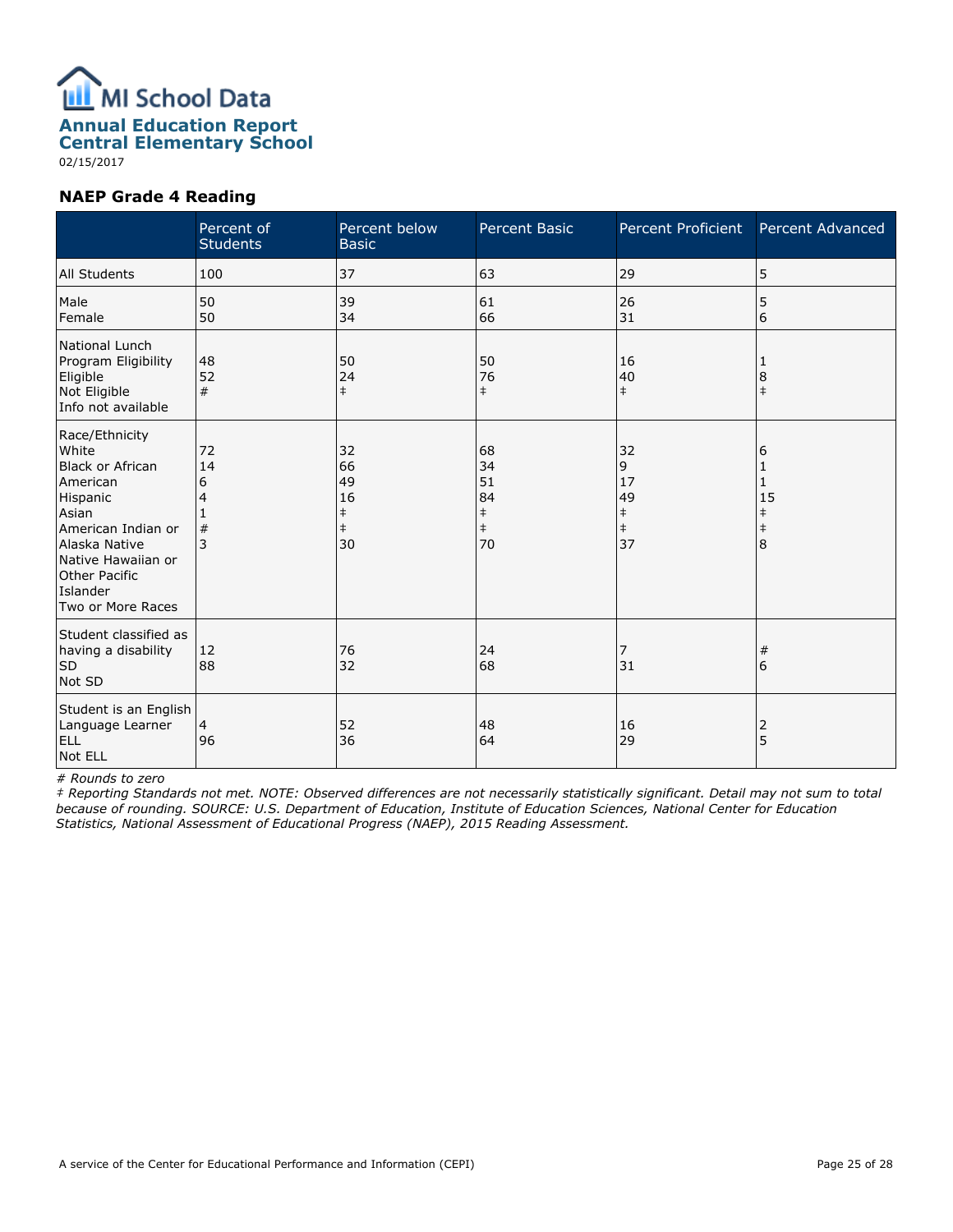# Annual Education Report
## Central Elementary School

02/15/2017

### NAEP Grade 4 Reading

| | Percent of Students | Percent below Basic | Percent Basic | Percent Proficient | Percent Advanced |
|---|---|---|---|---|---|
| All Students | 100 | 37 | 63 | 29 | 5 |
| Male | 50 | 39 | 61 | 26 | 5 |
| Female | 50 | 34 | 66 | 31 | 6 |
| **National Lunch Program Eligibility** | | | | | |
| Eligible | 48 | 50 | 50 | 16 | 1 |
| Not Eligible | 52 | 24 | 76 | 40 | 8 |
| Info not available | # | ‡ | ‡ | ‡ | ‡ |
| **Race/Ethnicity** | | | | | |
| White | 72 | 32 | 68 | 32 | 6 |
| Black or African American | 14 | 66 | 34 | 9 | 1 |
| Hispanic | 6 | 49 | 51 | 17 | 1 |
| Asian | 4 | 16 | 84 | 49 | 15 |
| American Indian or Alaska Native | 1 | ‡ | ‡ | ‡ | ‡ |
| Native Hawaiian or Other Pacific Islander | # | ‡ | ‡ | ‡ | ‡ |
| Two or More Races | 3 | 30 | 70 | 37 | 8 |
| **Student classified as having a disability** | | | | | |
| SD | 12 | 76 | 24 | 7 | # |
| Not SD | 88 | 32 | 68 | 31 | 6 |
| **Student is an English Language Learner** | | | | | |
| ELL | 4 | 52 | 48 | 16 | 2 |
| Not ELL | 96 | 36 | 64 | 29 | 5 |

*# Rounds to zero*

*‡ Reporting Standards not met. NOTE: Observed differences are not necessarily statistically significant. Detail may not sum to total because of rounding. SOURCE: U.S. Department of Education, Institute of Education Sciences, National Center for Education Statistics, National Assessment of Educational Progress (NAEP), 2015 Reading Assessment.*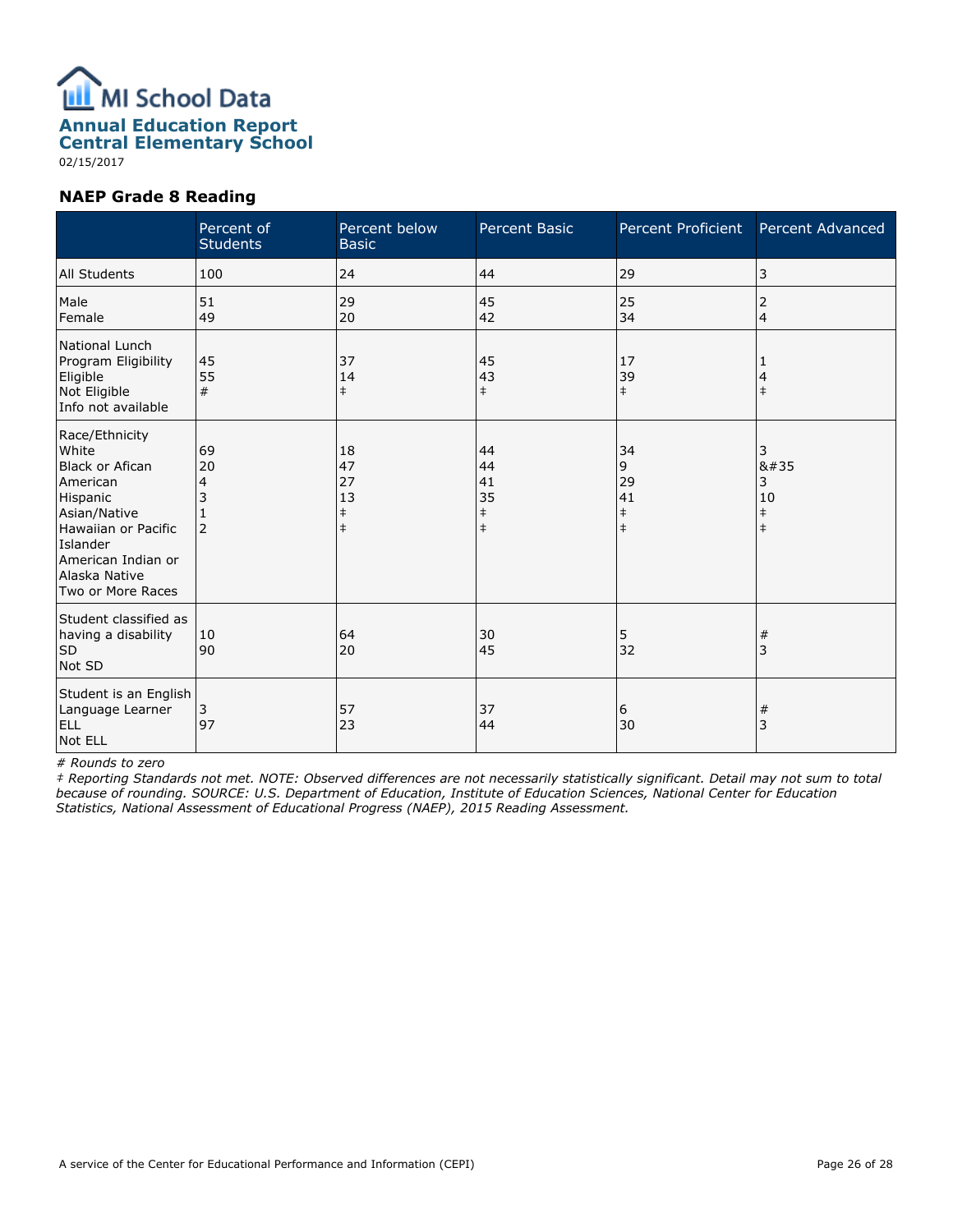# MI School Data

## Annual Education Report
## Central Elementary School

02/15/2017

### NAEP Grade 8 Reading

| | Percent of Students | Percent below Basic | Percent Basic | Percent Proficient | Percent Advanced |
|---|---|---|---|---|---|
| All Students | 100 | 24 | 44 | 29 | 3 |
| Male | 51 | 29 | 45 | 25 | 2 |
| Female | 49 | 20 | 42 | 34 | 4 |
| National Lunch Program Eligibility | | | | | |
| Eligible | 45 | 37 | 45 | 17 | 1 |
| Not Eligible | 55 | 14 | 43 | 39 | 4 |
| Info not available | # | ‡ | ‡ | ‡ | ‡ |
| Race/Ethnicity | | | | | |
| White | 69 | 18 | 44 | 34 | 3 |
| Black or Afican American | 20 | 47 | 44 | 9 | &#35 |
| Hispanic | 4 | 27 | 41 | 29 | 3 |
| Asian/Native Hawaiian or Pacific Islander | 3 | 13 | 35 | 41 | 10 |
| American Indian or Alaska Native | 1 | ‡ | ‡ | ‡ | ‡ |
| Two or More Races | 2 | ‡ | ‡ | ‡ | ‡ |
| Student classified as having a disability | | | | | |
| SD | 10 | 64 | 30 | 5 | # |
| Not SD | 90 | 20 | 45 | 32 | 3 |
| Student is an English Language Learner | | | | | |
| ELL | 3 | 57 | 37 | 6 | # |
| Not ELL | 97 | 23 | 44 | 30 | 3 |

*# Rounds to zero*

*‡ Reporting Standards not met. NOTE: Observed differences are not necessarily statistically significant. Detail may not sum to total because of rounding. SOURCE: U.S. Department of Education, Institute of Education Sciences, National Center for Education Statistics, National Assessment of Educational Progress (NAEP), 2015 Reading Assessment.*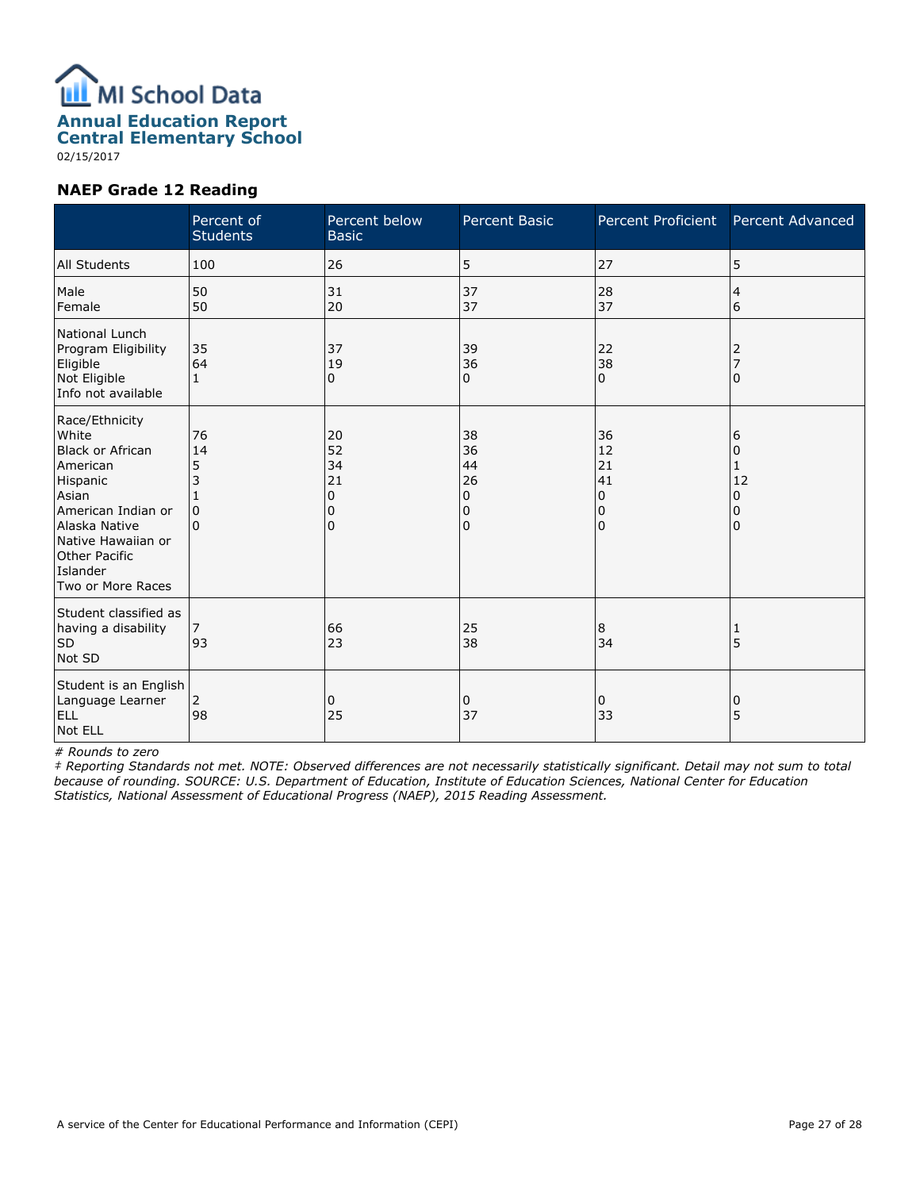# MI School Data

## Annual Education Report
## Central Elementary School

02/15/2017

### NAEP Grade 12 Reading

| | Percent of Students | Percent below Basic | Percent Basic | Percent Proficient | Percent Advanced |
|---|---|---|---|---|---|
| All Students | 100 | 26 | 5 | 27 | 5 |
| Male | 50 | 31 | 37 | 28 | 4 |
| Female | 50 | 20 | 37 | 37 | 6 |
| National Lunch Program Eligibility | | | | | |
| Eligible | 35 | 37 | 39 | 22 | 2 |
| Not Eligible | 64 | 19 | 36 | 38 | 7 |
| Info not available | 1 | 0 | 0 | 0 | 0 |
| Race/Ethnicity | | | | | |
| White | 76 | 20 | 38 | 36 | 6 |
| Black or African American | 14 | 52 | 36 | 12 | 0 |
| Hispanic | 5 | 34 | 44 | 21 | 1 |
| Asian | 3 | 21 | 26 | 41 | 12 |
| American Indian or Alaska Native | 1 | 0 | 0 | 0 | 0 |
| Native Hawaiian or Other Pacific Islander | 0 | 0 | 0 | 0 | 0 |
| Two or More Races | 0 | 0 | 0 | 0 | 0 |
| Student classified as having a disability | | | | | |
| SD | 7 | 66 | 25 | 8 | 1 |
| Not SD | 93 | 23 | 38 | 34 | 5 |
| Student is an English Language Learner | | | | | |
| ELL | 2 | 0 | 0 | 0 | 0 |
| Not ELL | 98 | 25 | 37 | 33 | 5 |

*# Rounds to zero*

*‡ Reporting Standards not met. NOTE: Observed differences are not necessarily statistically significant. Detail may not sum to total because of rounding. SOURCE: U.S. Department of Education, Institute of Education Sciences, National Center for Education Statistics, National Assessment of Educational Progress (NAEP), 2015 Reading Assessment.*

A service of the Center for Educational Performance and Information (CEPI)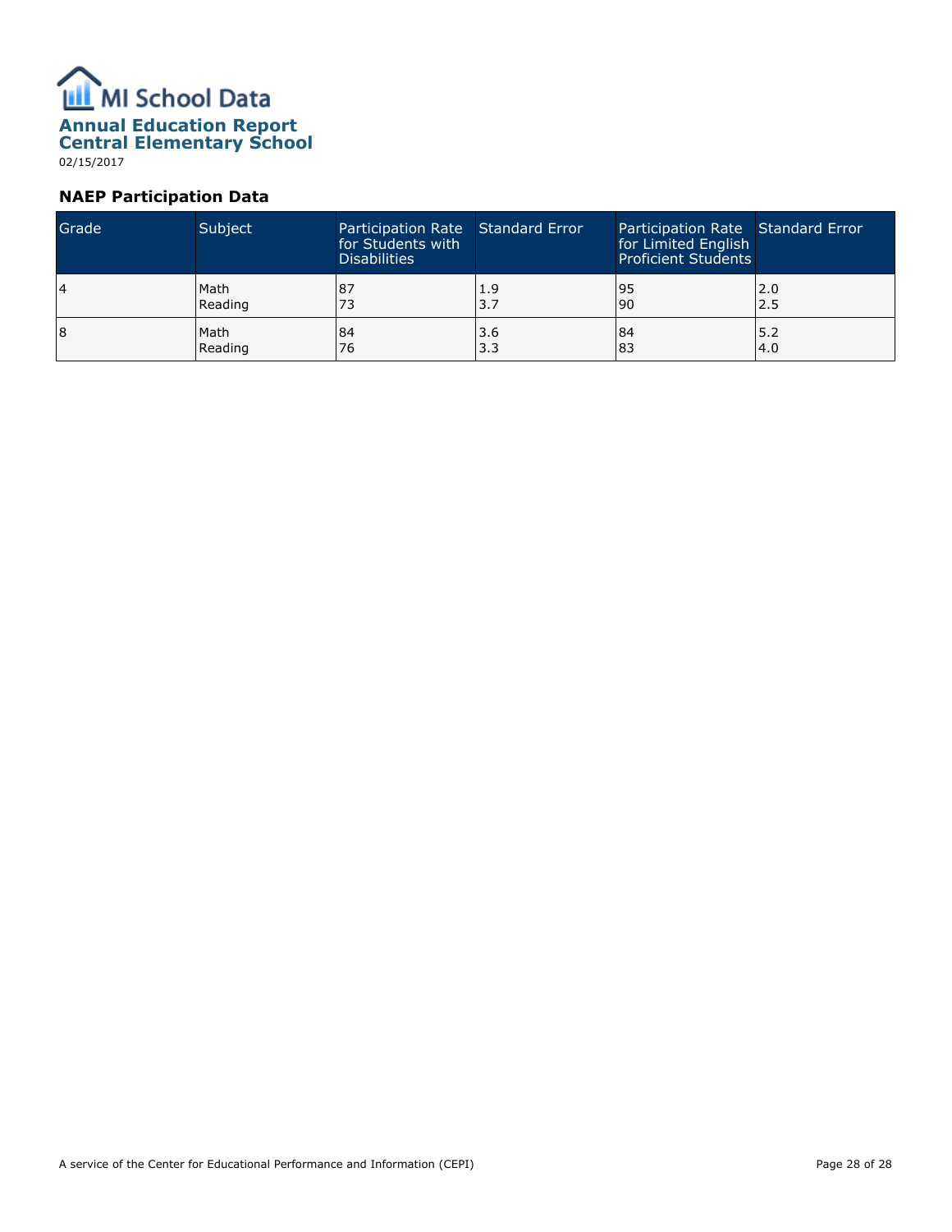# MI School Data

## Annual Education Report
## Central Elementary School

02/15/2017

### NAEP Participation Data

| Grade | Subject | Participation Rate for Students with Disabilities | Standard Error | Participation Rate for Limited English Proficient Students | Standard Error |
|---|---|---|---|---|---|
| 4 | Math<br>Reading | 87<br>73 | 1.9<br>3.7 | 95<br>90 | 2.0<br>2.5 |
| 8 | Math<br>Reading | 84<br>76 | 3.6<br>3.3 | 84<br>83 | 5.2<br>4.0 |

A service of the Center for Educational Performance and Information (CEPI)